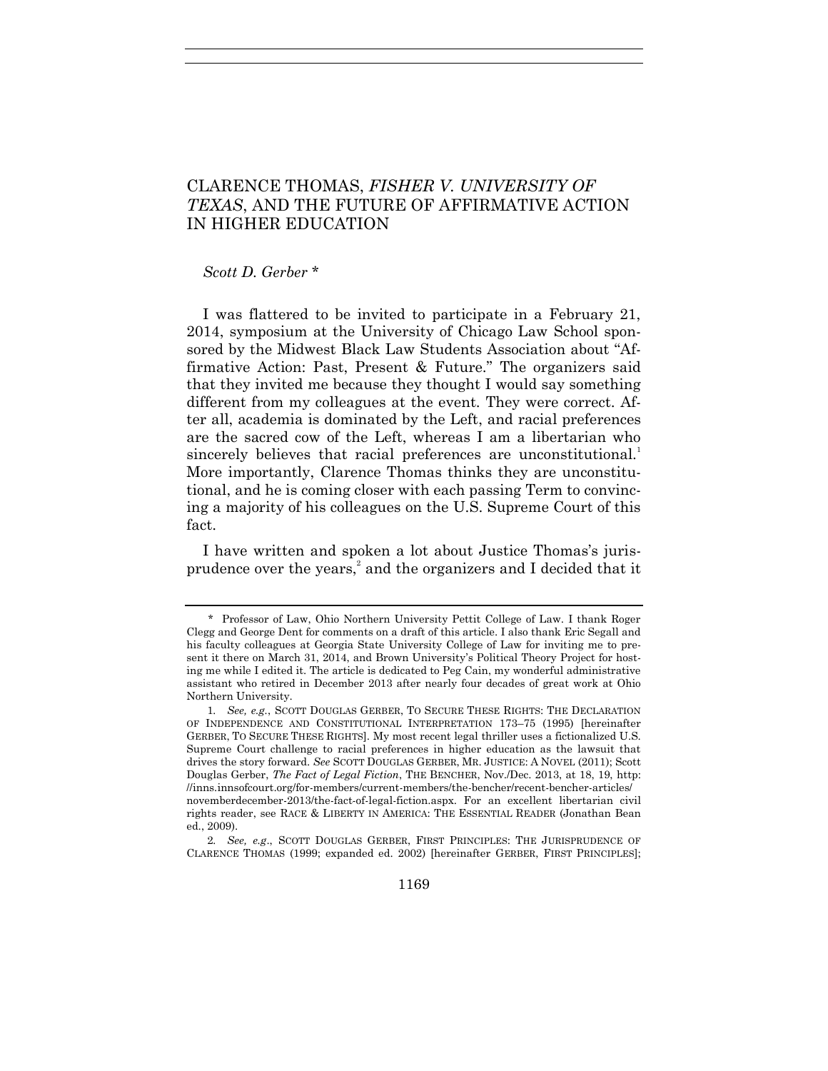# CLARENCE THOMAS, *FISHER V. UNIVERSITY OF TEXAS*, AND THE FUTURE OF AFFIRMATIVE ACTION IN HIGHER EDUCATION

*Scott D. Gerber* *

I was flattered to be invited to participate in a February 21, 2014, symposium at the University of Chicago Law School sponsored by the Midwest Black Law Students Association about "Affirmative Action: Past, Present & Future." The organizers said that they invited me because they thought I would say something different from my colleagues at the event. They were correct. After all, academia is dominated by the Left, and racial preferences are the sacred cow of the Left, whereas I am a libertarian who sincerely believes that racial preferences are unconstitutional.[1] More importantly, Clarence Thomas thinks they are unconstitutional, and he is coming closer with each passing Term to convincing a majority of his colleagues on the U.S. Supreme Court of this fact.

I have written and spoken a lot about Justice Thomas's jurisprudence over the years,[2] and the organizers and I decided that it

---

\* Professor of Law, Ohio Northern University Pettit College of Law. I thank Roger Clegg and George Dent for comments on a draft of this article. I also thank Eric Segall and his faculty colleagues at Georgia State University College of Law for inviting me to present it there on March 31, 2014, and Brown University's Political Theory Project for hosting me while I edited it. The article is dedicated to Peg Cain, my wonderful administrative assistant who retired in December 2013 after nearly four decades of great work at Ohio Northern University.

1. *See, e.g.*, SCOTT DOUGLAS GERBER, TO SECURE THESE RIGHTS: THE DECLARATION OF INDEPENDENCE AND CONSTITUTIONAL INTERPRETATION 173–75 (1995) [hereinafter GERBER, TO SECURE THESE RIGHTS]. My most recent legal thriller uses a fictionalized U.S. Supreme Court challenge to racial preferences in higher education as the lawsuit that drives the story forward. *See* SCOTT DOUGLAS GERBER, MR. JUSTICE: A NOVEL (2011); Scott Douglas Gerber, *The Fact of Legal Fiction*, THE BENCHER, Nov./Dec. 2013, at 18, 19, http://inns.innsofcourt.org/for-members/current-members/the-bencher/recent-bencher-articles/novemberdecember-2013/the-fact-of-legal-fiction.aspx. For an excellent libertarian civil rights reader, see RACE & LIBERTY IN AMERICA: THE ESSENTIAL READER (Jonathan Bean ed., 2009).

2. *See, e.g.*, SCOTT DOUGLAS GERBER, FIRST PRINCIPLES: THE JURISPRUDENCE OF CLARENCE THOMAS (1999; expanded ed. 2002) [hereinafter GERBER, FIRST PRINCIPLES];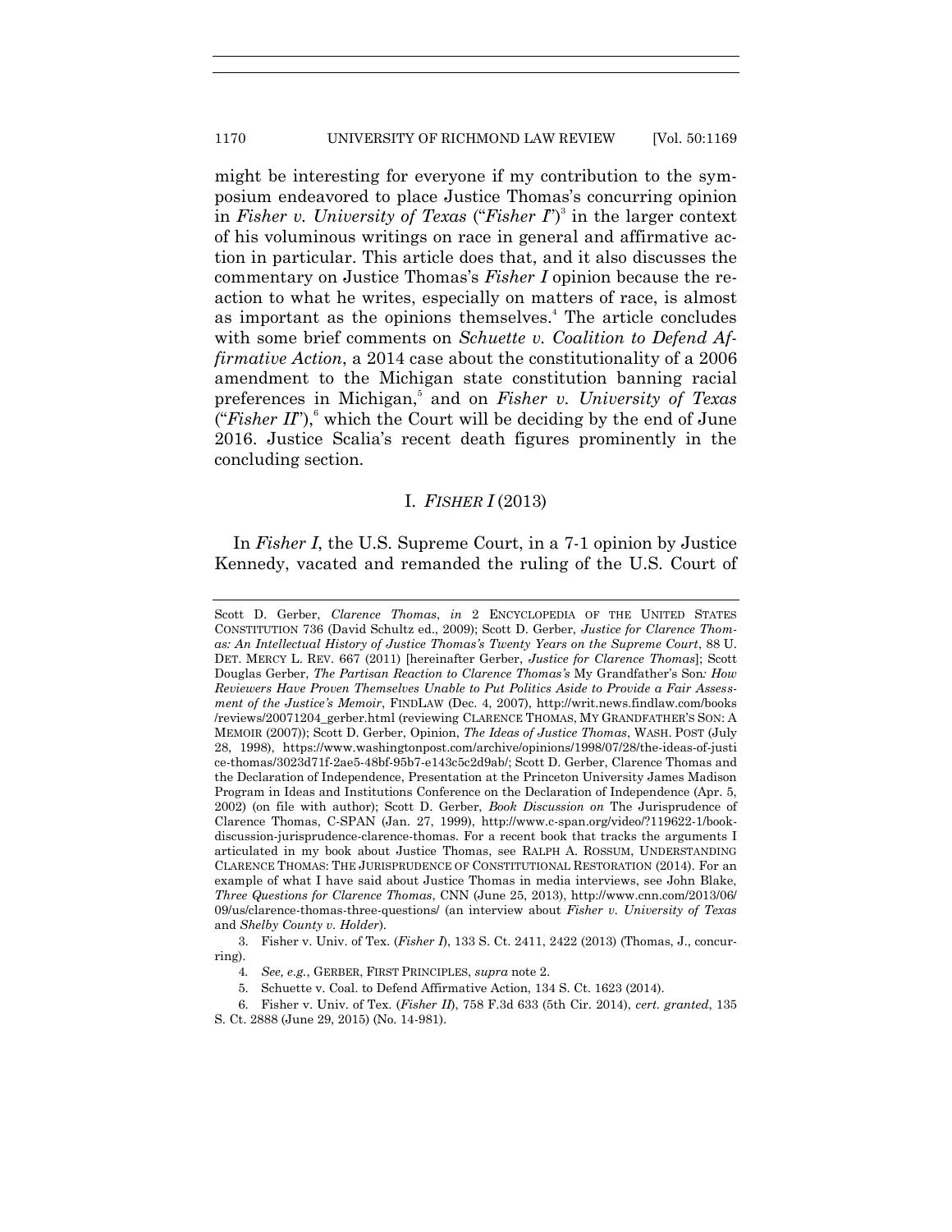might be interesting for everyone if my contribution to the symposium endeavored to place Justice Thomas's concurring opinion in *Fisher v. University of Texas* ("*Fisher I*")[3] in the larger context of his voluminous writings on race in general and affirmative action in particular. This article does that, and it also discusses the commentary on Justice Thomas's *Fisher I* opinion because the reaction to what he writes, especially on matters of race, is almost as important as the opinions themselves.[4] The article concludes with some brief comments on *Schuette v. Coalition to Defend Affirmative Action*, a 2014 case about the constitutionality of a 2006 amendment to the Michigan state constitution banning racial preferences in Michigan,[5] and on *Fisher v. University of Texas* ("*Fisher II*"),[6] which the Court will be deciding by the end of June 2016. Justice Scalia's recent death figures prominently in the concluding section.

## I. *FISHER I* (2013)

In *Fisher I*, the U.S. Supreme Court, in a 7-1 opinion by Justice Kennedy, vacated and remanded the ruling of the U.S. Court of

---

Scott D. Gerber, *Clarence Thomas*, *in* 2 ENCYCLOPEDIA OF THE UNITED STATES CONSTITUTION 736 (David Schultz ed., 2009); Scott D. Gerber, *Justice for Clarence Thomas: An Intellectual History of Justice Thomas's Twenty Years on the Supreme Court*, 88 U. DET. MERCY L. REV. 667 (2011) [hereinafter Gerber, *Justice for Clarence Thomas*]; Scott Douglas Gerber, *The Partisan Reaction to Clarence Thomas's* My Grandfather's Son*: How Reviewers Have Proven Themselves Unable to Put Politics Aside to Provide a Fair Assessment of the Justice's Memoir*, FINDLAW (Dec. 4, 2007), http://writ.news.findlaw.com/books/reviews/20071204_gerber.html (reviewing CLARENCE THOMAS, MY GRANDFATHER'S SON: A MEMOIR (2007)); Scott D. Gerber, Opinion, *The Ideas of Justice Thomas*, WASH. POST (July 28, 1998), https://www.washingtonpost.com/archive/opinions/1998/07/28/the-ideas-of-justice-thomas/3023d71f-2ae5-48bf-95b7-e143c5c2d9ab/; Scott D. Gerber, Clarence Thomas and the Declaration of Independence, Presentation at the Princeton University James Madison Program in Ideas and Institutions Conference on the Declaration of Independence (Apr. 5, 2002) (on file with author); Scott D. Gerber, *Book Discussion on* The Jurisprudence of Clarence Thomas, C-SPAN (Jan. 27, 1999), http://www.c-span.org/video/?119622-1/book-discussion-jurisprudence-clarence-thomas. For a recent book that tracks the arguments I articulated in my book about Justice Thomas, see RALPH A. ROSSUM, UNDERSTANDING CLARENCE THOMAS: THE JURISPRUDENCE OF CONSTITUTIONAL RESTORATION (2014). For an example of what I have said about Justice Thomas in media interviews, see John Blake, *Three Questions for Clarence Thomas*, CNN (June 25, 2013), http://www.cnn.com/2013/06/09/us/clarence-thomas-three-questions/ (an interview about *Fisher v. University of Texas* and *Shelby County v. Holder*).

3. Fisher v. Univ. of Tex. (*Fisher I*), 133 S. Ct. 2411, 2422 (2013) (Thomas, J., concurring).

4. *See, e.g.*, GERBER, FIRST PRINCIPLES, *supra* note 2.

5. Schuette v. Coal. to Defend Affirmative Action, 134 S. Ct. 1623 (2014).

6. Fisher v. Univ. of Tex. (*Fisher II*), 758 F.3d 633 (5th Cir. 2014), *cert. granted*, 135 S. Ct. 2888 (June 29, 2015) (No. 14-981).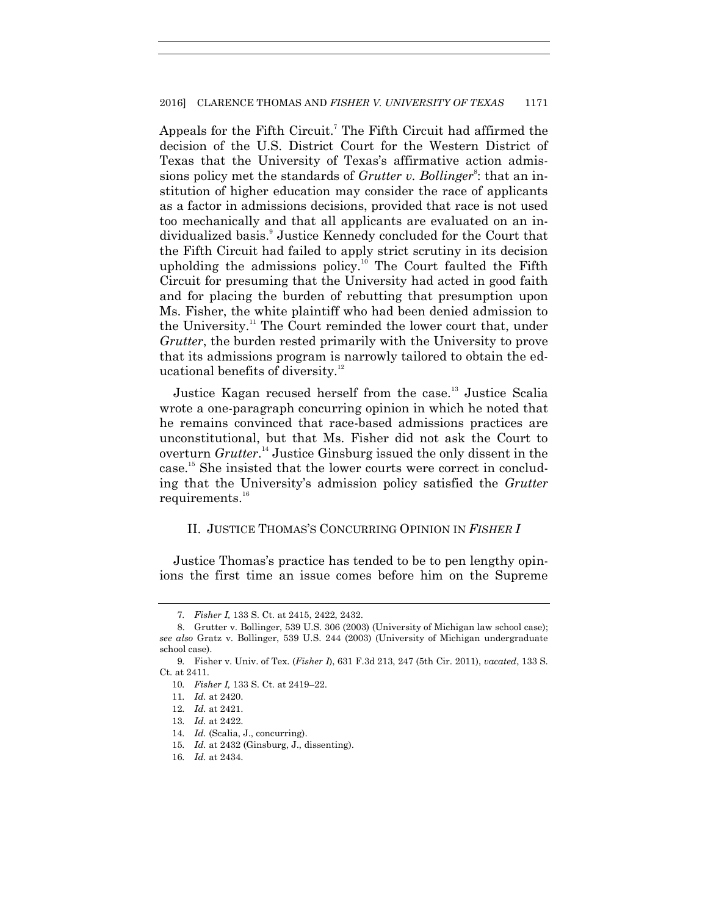Appeals for the Fifth Circuit.[7] The Fifth Circuit had affirmed the decision of the U.S. District Court for the Western District of Texas that the University of Texas's affirmative action admissions policy met the standards of *Grutter v. Bollinger*[8]: that an institution of higher education may consider the race of applicants as a factor in admissions decisions, provided that race is not used too mechanically and that all applicants are evaluated on an individualized basis.[9] Justice Kennedy concluded for the Court that the Fifth Circuit had failed to apply strict scrutiny in its decision upholding the admissions policy.[10] The Court faulted the Fifth Circuit for presuming that the University had acted in good faith and for placing the burden of rebutting that presumption upon Ms. Fisher, the white plaintiff who had been denied admission to the University.[11] The Court reminded the lower court that, under *Grutter*, the burden rested primarily with the University to prove that its admissions program is narrowly tailored to obtain the educational benefits of diversity.[12]

Justice Kagan recused herself from the case.[13] Justice Scalia wrote a one-paragraph concurring opinion in which he noted that he remains convinced that race-based admissions practices are unconstitutional, but that Ms. Fisher did not ask the Court to overturn *Grutter*.[14] Justice Ginsburg issued the only dissent in the case.[15] She insisted that the lower courts were correct in concluding that the University's admission policy satisfied the *Grutter* requirements.[16]

## II. JUSTICE THOMAS'S CONCURRING OPINION IN *FISHER I*

Justice Thomas's practice has tended to be to pen lengthy opinions the first time an issue comes before him on the Supreme

---

7. *Fisher I,* 133 S. Ct. at 2415, 2422, 2432.

8. Grutter v. Bollinger, 539 U.S. 306 (2003) (University of Michigan law school case); *see also* Gratz v. Bollinger, 539 U.S. 244 (2003) (University of Michigan undergraduate school case).

9. Fisher v. Univ. of Tex. (*Fisher I*), 631 F.3d 213, 247 (5th Cir. 2011), *vacated*, 133 S. Ct. at 2411.

10. *Fisher I,* 133 S. Ct. at 2419–22.

11. *Id.* at 2420.

12. *Id.* at 2421.

13. *Id.* at 2422.

14. *Id.* (Scalia, J., concurring).

15. *Id.* at 2432 (Ginsburg, J., dissenting).

16. *Id.* at 2434.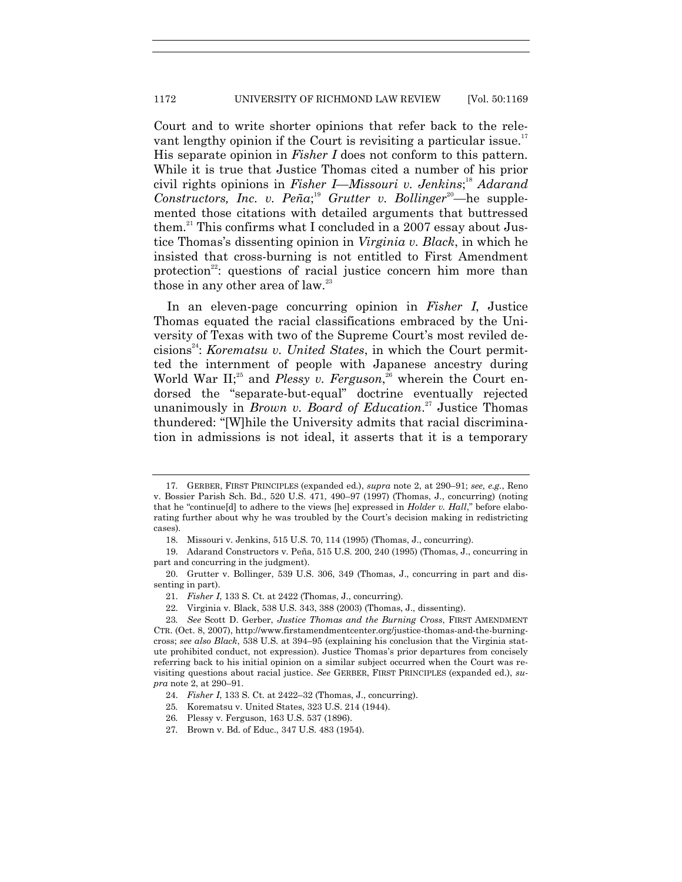Court and to write shorter opinions that refer back to the relevant lengthy opinion if the Court is revisiting a particular issue.[17] His separate opinion in *Fisher I* does not conform to this pattern. While it is true that Justice Thomas cited a number of his prior civil rights opinions in *Fisher I*—*Missouri v. Jenkins*;[18] *Adarand Constructors, Inc. v. Peña*;[19] *Grutter v. Bollinger*[20]—he supplemented those citations with detailed arguments that buttressed them.[21] This confirms what I concluded in a 2007 essay about Justice Thomas's dissenting opinion in *Virginia v. Black*, in which he insisted that cross-burning is not entitled to First Amendment protection[22]: questions of racial justice concern him more than those in any other area of law.[23]

In an eleven-page concurring opinion in *Fisher I*, Justice Thomas equated the racial classifications embraced by the University of Texas with two of the Supreme Court's most reviled decisions[24]: *Korematsu v. United States*, in which the Court permitted the internment of people with Japanese ancestry during World War II;[25] and *Plessy v. Ferguson*,[26] wherein the Court endorsed the "separate-but-equal" doctrine eventually rejected unanimously in *Brown v. Board of Education*.[27] Justice Thomas thundered: "[W]hile the University admits that racial discrimination in admissions is not ideal, it asserts that it is a temporary

---

17. GERBER, FIRST PRINCIPLES (expanded ed.), *supra* note 2, at 290–91; *see, e.g.*, Reno v. Bossier Parish Sch. Bd., 520 U.S. 471, 490–97 (1997) (Thomas, J., concurring) (noting that he "continue[d] to adhere to the views [he] expressed in *Holder v. Hall*," before elaborating further about why he was troubled by the Court's decision making in redistricting cases).

18. Missouri v. Jenkins, 515 U.S. 70, 114 (1995) (Thomas, J., concurring).

19. Adarand Constructors v. Peña, 515 U.S. 200, 240 (1995) (Thomas, J., concurring in part and concurring in the judgment).

20. Grutter v. Bollinger, 539 U.S. 306, 349 (Thomas, J., concurring in part and dissenting in part).

21. *Fisher I*, 133 S. Ct. at 2422 (Thomas, J., concurring).

22. Virginia v. Black, 538 U.S. 343, 388 (2003) (Thomas, J., dissenting).

23. *See* Scott D. Gerber, *Justice Thomas and the Burning Cross*, FIRST AMENDMENT CTR. (Oct. 8, 2007), http://www.firstamendmentcenter.org/justice-thomas-and-the-burning-cross; *see also Black*, 538 U.S. at 394–95 (explaining his conclusion that the Virginia statute prohibited conduct, not expression). Justice Thomas's prior departures from concisely referring back to his initial opinion on a similar subject occurred when the Court was revisiting questions about racial justice. *See* GERBER, FIRST PRINCIPLES (expanded ed.), *supra* note 2, at 290–91.

24. *Fisher I*, 133 S. Ct. at 2422–32 (Thomas, J., concurring).

25. Korematsu v. United States, 323 U.S. 214 (1944).

26. Plessy v. Ferguson, 163 U.S. 537 (1896).

27. Brown v. Bd. of Educ., 347 U.S. 483 (1954).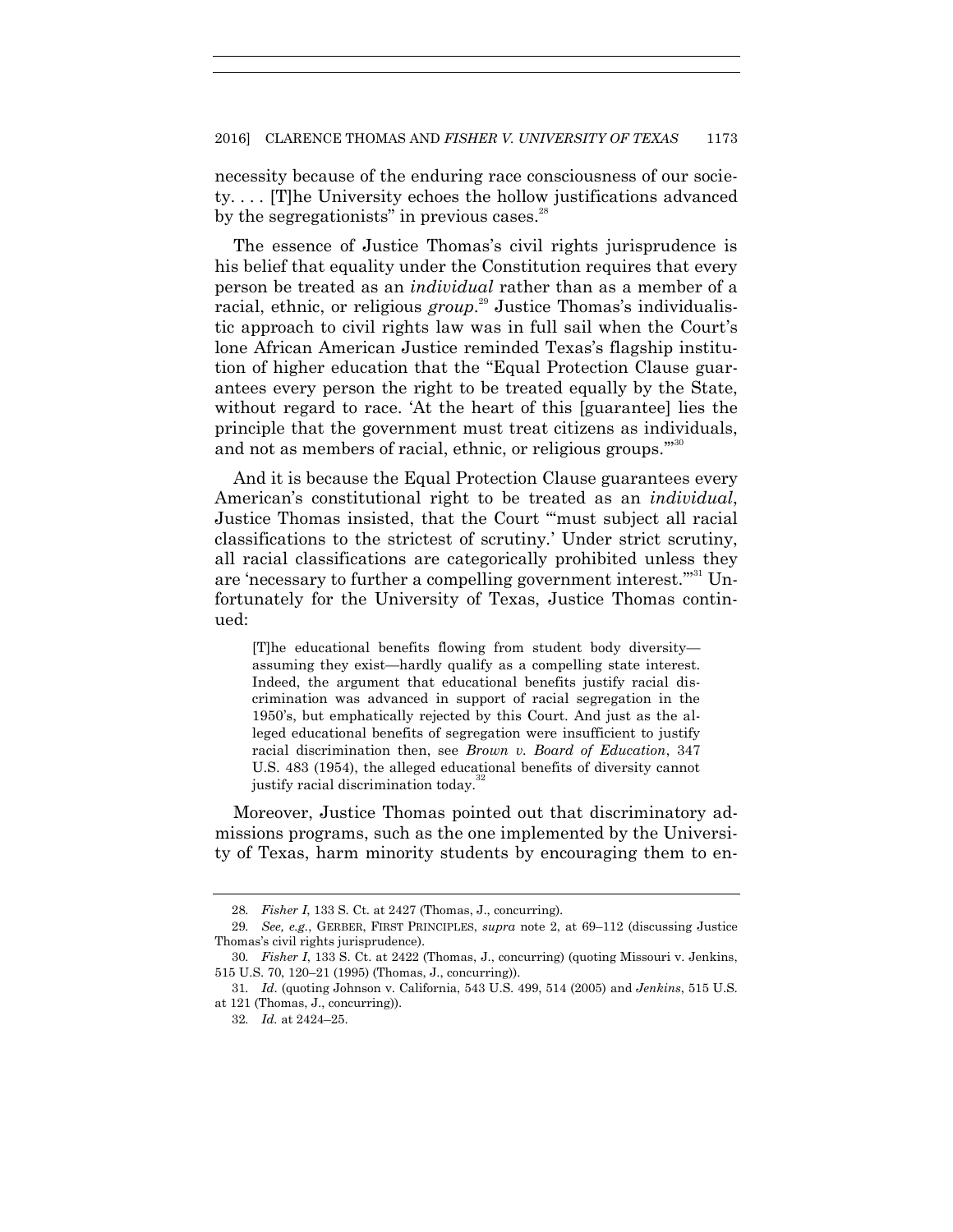necessity because of the enduring race consciousness of our society. . . . [T]he University echoes the hollow justifications advanced by the segregationists" in previous cases.[28]

The essence of Justice Thomas's civil rights jurisprudence is his belief that equality under the Constitution requires that every person be treated as an *individual* rather than as a member of a racial, ethnic, or religious *group*.[29] Justice Thomas's individualistic approach to civil rights law was in full sail when the Court's lone African American Justice reminded Texas's flagship institution of higher education that the "Equal Protection Clause guarantees every person the right to be treated equally by the State, without regard to race. 'At the heart of this [guarantee] lies the principle that the government must treat citizens as individuals, and not as members of racial, ethnic, or religious groups.'"[30]

And it is because the Equal Protection Clause guarantees every American's constitutional right to be treated as an *individual*, Justice Thomas insisted, that the Court "'must subject all racial classifications to the strictest of scrutiny.' Under strict scrutiny, all racial classifications are categorically prohibited unless they are 'necessary to further a compelling government interest.'"[31] Unfortunately for the University of Texas, Justice Thomas continued:

> [T]he educational benefits flowing from student body diversity—assuming they exist—hardly qualify as a compelling state interest. Indeed, the argument that educational benefits justify racial discrimination was advanced in support of racial segregation in the 1950's, but emphatically rejected by this Court. And just as the alleged educational benefits of segregation were insufficient to justify racial discrimination then, see *Brown v. Board of Education*, 347 U.S. 483 (1954), the alleged educational benefits of diversity cannot justify racial discrimination today.[32]

Moreover, Justice Thomas pointed out that discriminatory admissions programs, such as the one implemented by the University of Texas, harm minority students by encouraging them to en-

---

28. *Fisher I*, 133 S. Ct. at 2427 (Thomas, J., concurring).

29. *See, e.g.*, GERBER, FIRST PRINCIPLES, *supra* note 2, at 69–112 (discussing Justice Thomas's civil rights jurisprudence).

30. *Fisher I*, 133 S. Ct. at 2422 (Thomas, J., concurring) (quoting Missouri v. Jenkins, 515 U.S. 70, 120–21 (1995) (Thomas, J., concurring)).

31. *Id.* (quoting Johnson v. California, 543 U.S. 499, 514 (2005) and *Jenkins*, 515 U.S. at 121 (Thomas, J., concurring)).

32. *Id.* at 2424–25.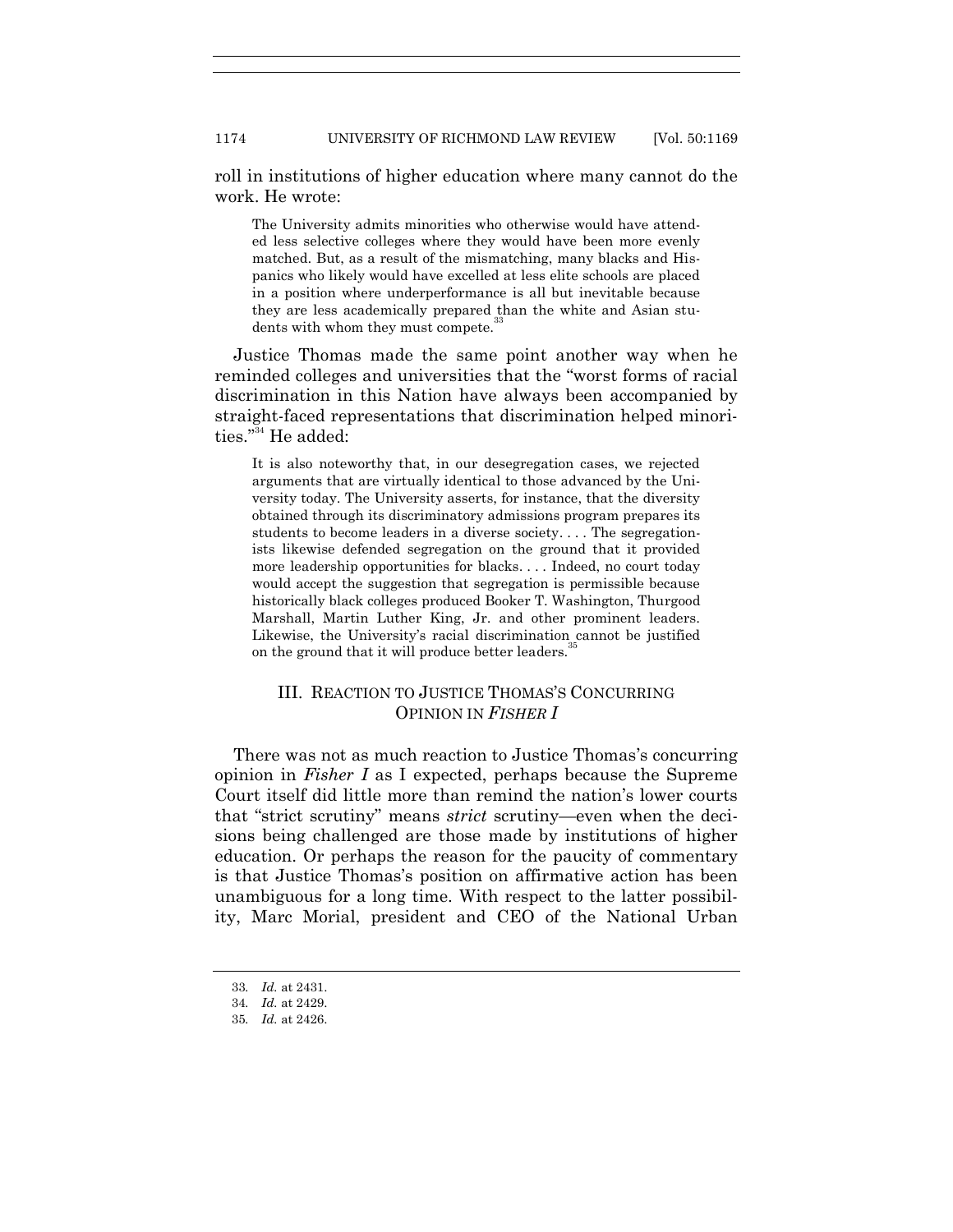roll in institutions of higher education where many cannot do the work. He wrote:

> The University admits minorities who otherwise would have attended less selective colleges where they would have been more evenly matched. But, as a result of the mismatching, many blacks and Hispanics who likely would have excelled at less elite schools are placed in a position where underperformance is all but inevitable because they are less academically prepared than the white and Asian students with whom they must compete.[33]

Justice Thomas made the same point another way when he reminded colleges and universities that the "worst forms of racial discrimination in this Nation have always been accompanied by straight-faced representations that discrimination helped minorities."[34] He added:

> It is also noteworthy that, in our desegregation cases, we rejected arguments that are virtually identical to those advanced by the University today. The University asserts, for instance, that the diversity obtained through its discriminatory admissions program prepares its students to become leaders in a diverse society. . . . The segregationists likewise defended segregation on the ground that it provided more leadership opportunities for blacks. . . . Indeed, no court today would accept the suggestion that segregation is permissible because historically black colleges produced Booker T. Washington, Thurgood Marshall, Martin Luther King, Jr. and other prominent leaders. Likewise, the University's racial discrimination cannot be justified on the ground that it will produce better leaders.[35]

## III. REACTION TO JUSTICE THOMAS'S CONCURRING OPINION IN *FISHER I*

There was not as much reaction to Justice Thomas's concurring opinion in *Fisher I* as I expected, perhaps because the Supreme Court itself did little more than remind the nation's lower courts that "strict scrutiny" means *strict* scrutiny—even when the decisions being challenged are those made by institutions of higher education. Or perhaps the reason for the paucity of commentary is that Justice Thomas's position on affirmative action has been unambiguous for a long time. With respect to the latter possibility, Marc Morial, president and CEO of the National Urban

---

33. *Id.* at 2431.
34. *Id.* at 2429.
35. *Id.* at 2426.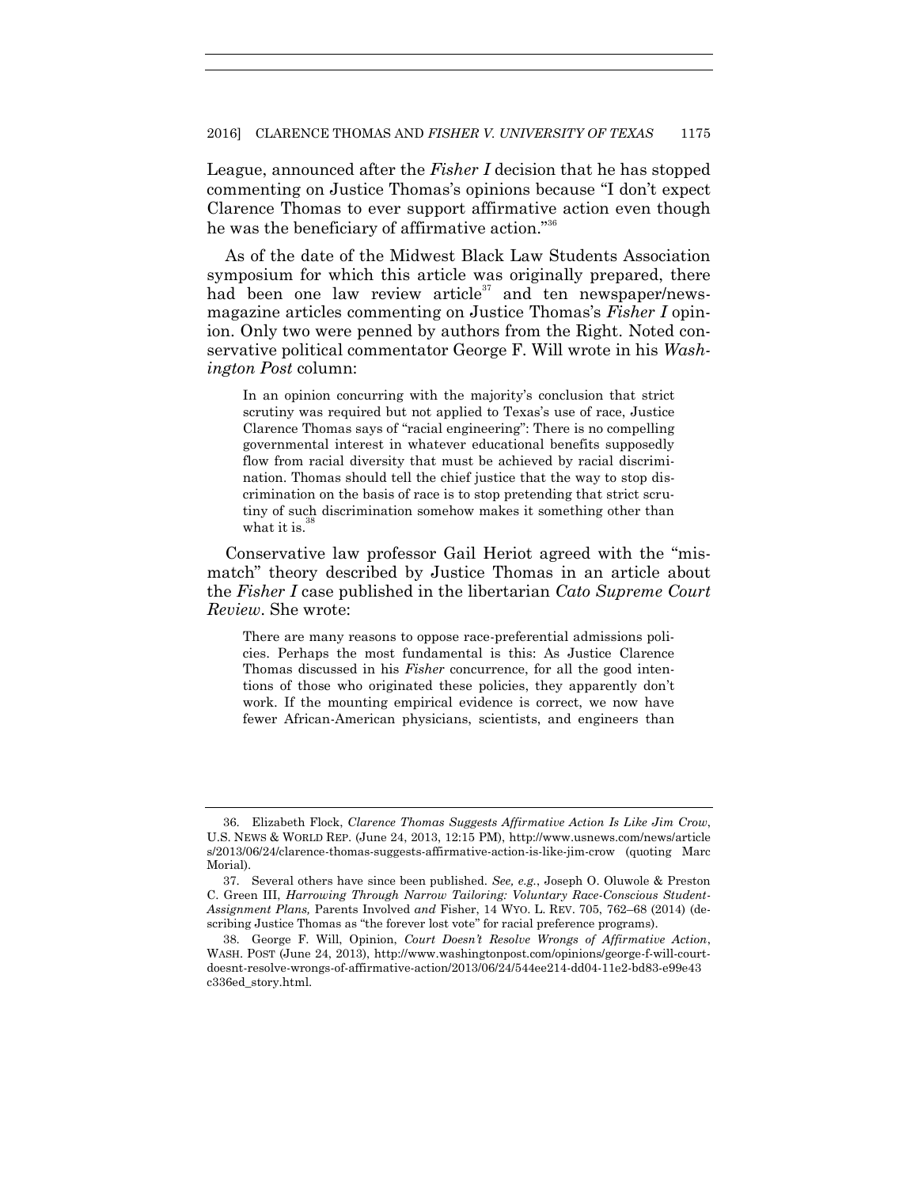League, announced after the *Fisher I* decision that he has stopped commenting on Justice Thomas's opinions because "I don't expect Clarence Thomas to ever support affirmative action even though he was the beneficiary of affirmative action."[36]

As of the date of the Midwest Black Law Students Association symposium for which this article was originally prepared, there had been one law review article[37] and ten newspaper/newsmagazine articles commenting on Justice Thomas's *Fisher I* opinion. Only two were penned by authors from the Right. Noted conservative political commentator George F. Will wrote in his *Washington Post* column:

> In an opinion concurring with the majority's conclusion that strict scrutiny was required but not applied to Texas's use of race, Justice Clarence Thomas says of "racial engineering": There is no compelling governmental interest in whatever educational benefits supposedly flow from racial diversity that must be achieved by racial discrimination. Thomas should tell the chief justice that the way to stop discrimination on the basis of race is to stop pretending that strict scrutiny of such discrimination somehow makes it something other than what it is.[38]

Conservative law professor Gail Heriot agreed with the "mismatch" theory described by Justice Thomas in an article about the *Fisher I* case published in the libertarian *Cato Supreme Court Review*. She wrote:

> There are many reasons to oppose race-preferential admissions policies. Perhaps the most fundamental is this: As Justice Clarence Thomas discussed in his *Fisher* concurrence, for all the good intentions of those who originated these policies, they apparently don't work. If the mounting empirical evidence is correct, we now have fewer African-American physicians, scientists, and engineers than

---

36. Elizabeth Flock, *Clarence Thomas Suggests Affirmative Action Is Like Jim Crow*, U.S. NEWS & WORLD REP. (June 24, 2013, 12:15 PM), http://www.usnews.com/news/articles/2013/06/24/clarence-thomas-suggests-affirmative-action-is-like-jim-crow (quoting Marc Morial).

37. Several others have since been published. *See, e.g.*, Joseph O. Oluwole & Preston C. Green III, *Harrowing Through Narrow Tailoring: Voluntary Race-Conscious Student-Assignment Plans,* Parents Involved *and* Fisher, 14 WYO. L. REV. 705, 762–68 (2014) (describing Justice Thomas as "the forever lost vote" for racial preference programs).

38. George F. Will, Opinion, *Court Doesn't Resolve Wrongs of Affirmative Action*, WASH. POST (June 24, 2013), http://www.washingtonpost.com/opinions/george-f-will-court-doesnt-resolve-wrongs-of-affirmative-action/2013/06/24/544ee214-dd04-11e2-bd83-e99e43c336ed_story.html.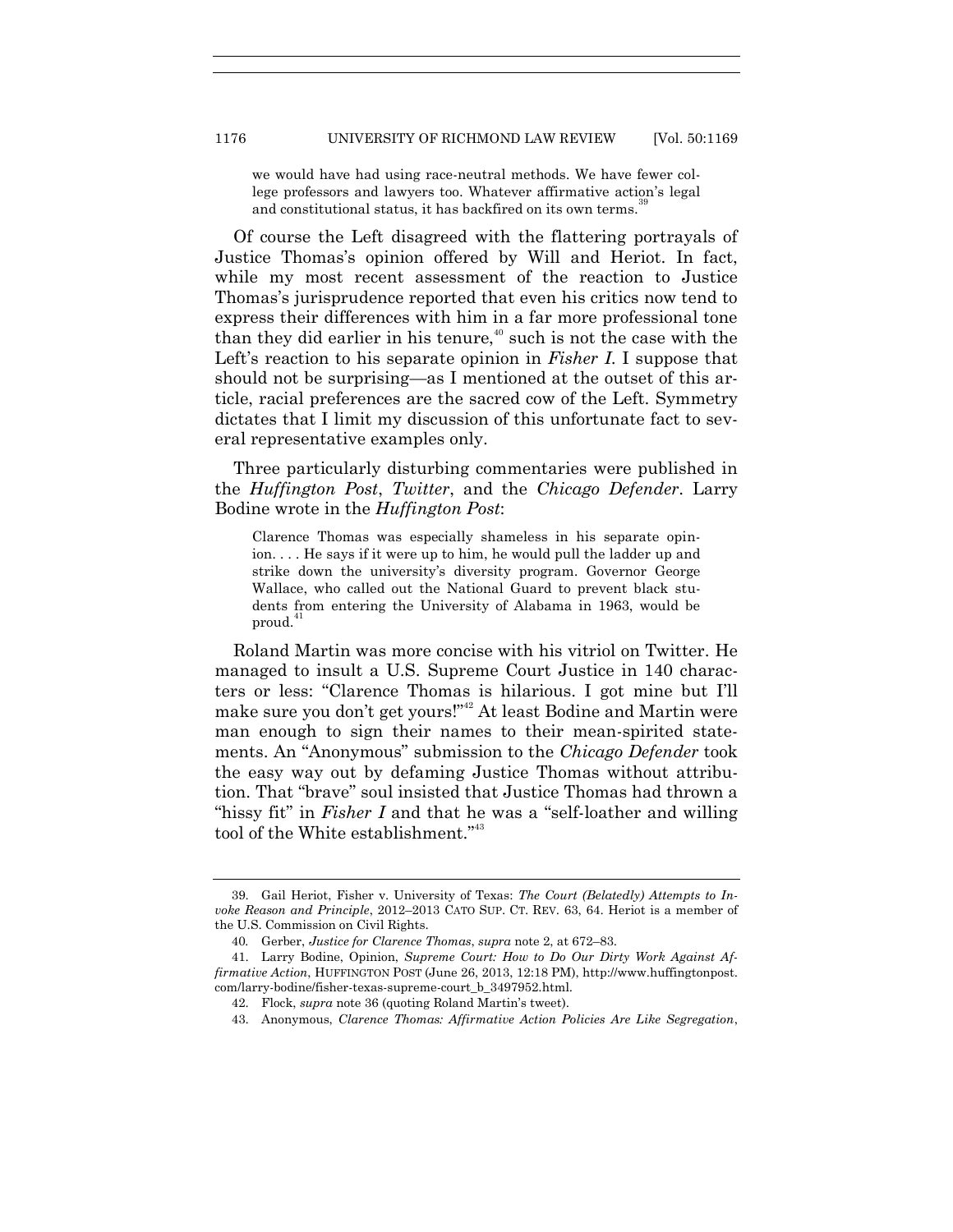> we would have had using race-neutral methods. We have fewer college professors and lawyers too. Whatever affirmative action's legal and constitutional status, it has backfired on its own terms.[39]

Of course the Left disagreed with the flattering portrayals of Justice Thomas's opinion offered by Will and Heriot. In fact, while my most recent assessment of the reaction to Justice Thomas's jurisprudence reported that even his critics now tend to express their differences with him in a far more professional tone than they did earlier in his tenure,[40] such is not the case with the Left's reaction to his separate opinion in *Fisher I*. I suppose that should not be surprising—as I mentioned at the outset of this article, racial preferences are the sacred cow of the Left. Symmetry dictates that I limit my discussion of this unfortunate fact to several representative examples only.

Three particularly disturbing commentaries were published in the *Huffington Post*, *Twitter*, and the *Chicago Defender*. Larry Bodine wrote in the *Huffington Post*:

> Clarence Thomas was especially shameless in his separate opinion. . . . He says if it were up to him, he would pull the ladder up and strike down the university's diversity program. Governor George Wallace, who called out the National Guard to prevent black students from entering the University of Alabama in 1963, would be proud.[41]

Roland Martin was more concise with his vitriol on Twitter. He managed to insult a U.S. Supreme Court Justice in 140 characters or less: "Clarence Thomas is hilarious. I got mine but I'll make sure you don't get yours!"[42] At least Bodine and Martin were man enough to sign their names to their mean-spirited statements. An "Anonymous" submission to the *Chicago Defender* took the easy way out by defaming Justice Thomas without attribution. That "brave" soul insisted that Justice Thomas had thrown a "hissy fit" in *Fisher I* and that he was a "self-loather and willing tool of the White establishment."[43]

---

39. Gail Heriot, Fisher v. University of Texas: *The Court (Belatedly) Attempts to Invoke Reason and Principle*, 2012–2013 CATO SUP. CT. REV. 63, 64. Heriot is a member of the U.S. Commission on Civil Rights.

40. Gerber, *Justice for Clarence Thomas*, *supra* note 2, at 672–83.

41. Larry Bodine, Opinion, *Supreme Court: How to Do Our Dirty Work Against Affirmative Action*, HUFFINGTON POST (June 26, 2013, 12:18 PM), http://www.huffingtonpost.com/larry-bodine/fisher-texas-supreme-court_b_3497952.html.

42. Flock, *supra* note 36 (quoting Roland Martin's tweet).

43. Anonymous, *Clarence Thomas: Affirmative Action Policies Are Like Segregation*,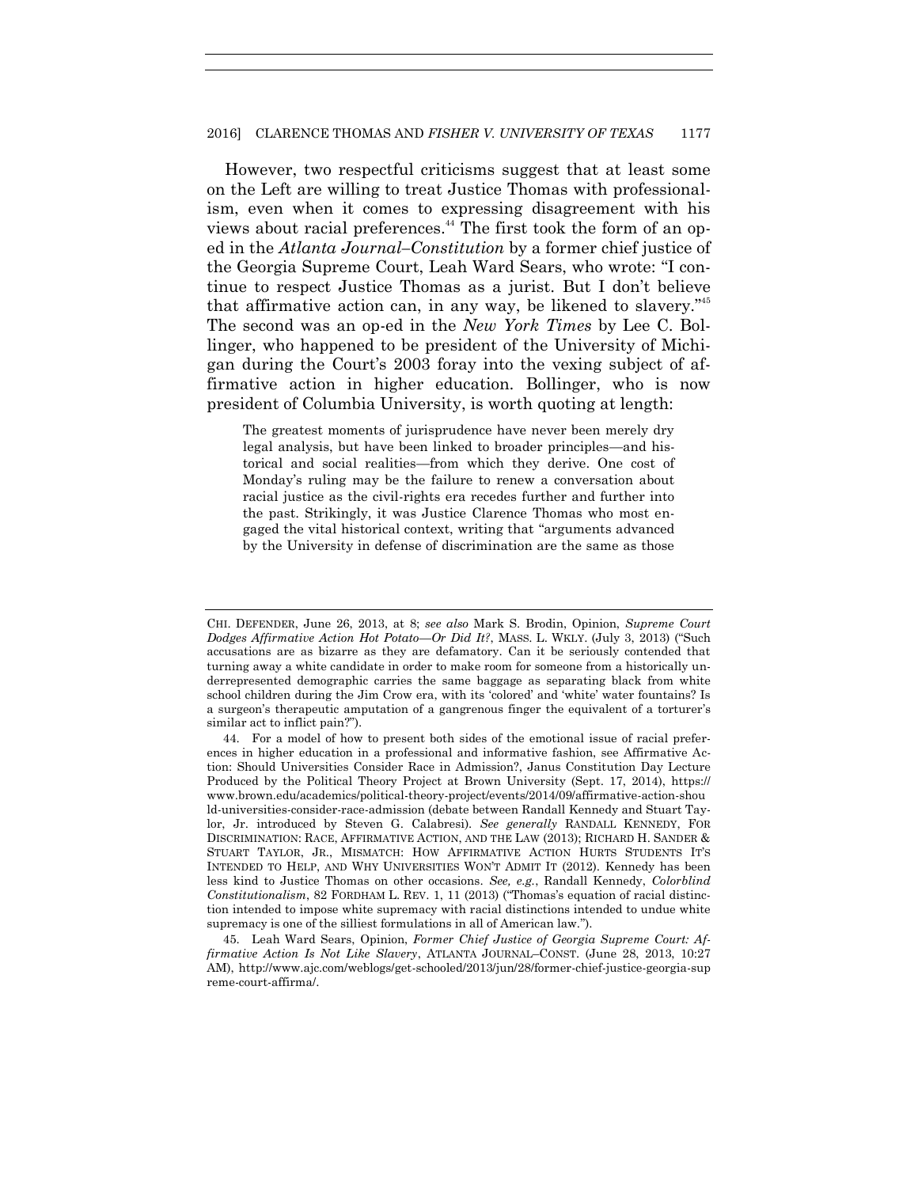However, two respectful criticisms suggest that at least some on the Left are willing to treat Justice Thomas with professionalism, even when it comes to expressing disagreement with his views about racial preferences.[44] The first took the form of an op-ed in the *Atlanta Journal–Constitution* by a former chief justice of the Georgia Supreme Court, Leah Ward Sears, who wrote: "I continue to respect Justice Thomas as a jurist. But I don't believe that affirmative action can, in any way, be likened to slavery."[45] The second was an op-ed in the *New York Times* by Lee C. Bollinger, who happened to be president of the University of Michigan during the Court's 2003 foray into the vexing subject of affirmative action in higher education. Bollinger, who is now president of Columbia University, is worth quoting at length:

> The greatest moments of jurisprudence have never been merely dry legal analysis, but have been linked to broader principles—and historical and social realities—from which they derive. One cost of Monday's ruling may be the failure to renew a conversation about racial justice as the civil-rights era recedes further and further into the past. Strikingly, it was Justice Clarence Thomas who most engaged the vital historical context, writing that "arguments advanced by the University in defense of discrimination are the same as those

---

CHI. DEFENDER, June 26, 2013, at 8; *see also* Mark S. Brodin, Opinion, *Supreme Court Dodges Affirmative Action Hot Potato—Or Did It?*, MASS. L. WKLY. (July 3, 2013) ("Such accusations are as bizarre as they are defamatory. Can it be seriously contended that turning away a white candidate in order to make room for someone from a historically underrepresented demographic carries the same baggage as separating black from white school children during the Jim Crow era, with its 'colored' and 'white' water fountains? Is a surgeon's therapeutic amputation of a gangrenous finger the equivalent of a torturer's similar act to inflict pain?").

44. For a model of how to present both sides of the emotional issue of racial preferences in higher education in a professional and informative fashion, see Affirmative Action: Should Universities Consider Race in Admission?, Janus Constitution Day Lecture Produced by the Political Theory Project at Brown University (Sept. 17, 2014), https://www.brown.edu/academics/political-theory-project/events/2014/09/affirmative-action-should-universities-consider-race-admission (debate between Randall Kennedy and Stuart Taylor, Jr. introduced by Steven G. Calabresi). *See generally* RANDALL KENNEDY, FOR DISCRIMINATION: RACE, AFFIRMATIVE ACTION, AND THE LAW (2013); RICHARD H. SANDER & STUART TAYLOR, JR., MISMATCH: HOW AFFIRMATIVE ACTION HURTS STUDENTS IT'S INTENDED TO HELP, AND WHY UNIVERSITIES WON'T ADMIT IT (2012). Kennedy has been less kind to Justice Thomas on other occasions. *See, e.g.*, Randall Kennedy, *Colorblind Constitutionalism*, 82 FORDHAM L. REV. 1, 11 (2013) ("Thomas's equation of racial distinction intended to impose white supremacy with racial distinctions intended to undue white supremacy is one of the silliest formulations in all of American law.").

45. Leah Ward Sears, Opinion, *Former Chief Justice of Georgia Supreme Court: Affirmative Action Is Not Like Slavery*, ATLANTA JOURNAL–CONST. (June 28, 2013, 10:27 AM), http://www.ajc.com/weblogs/get-schooled/2013/jun/28/former-chief-justice-georgia-supreme-court-affirma/.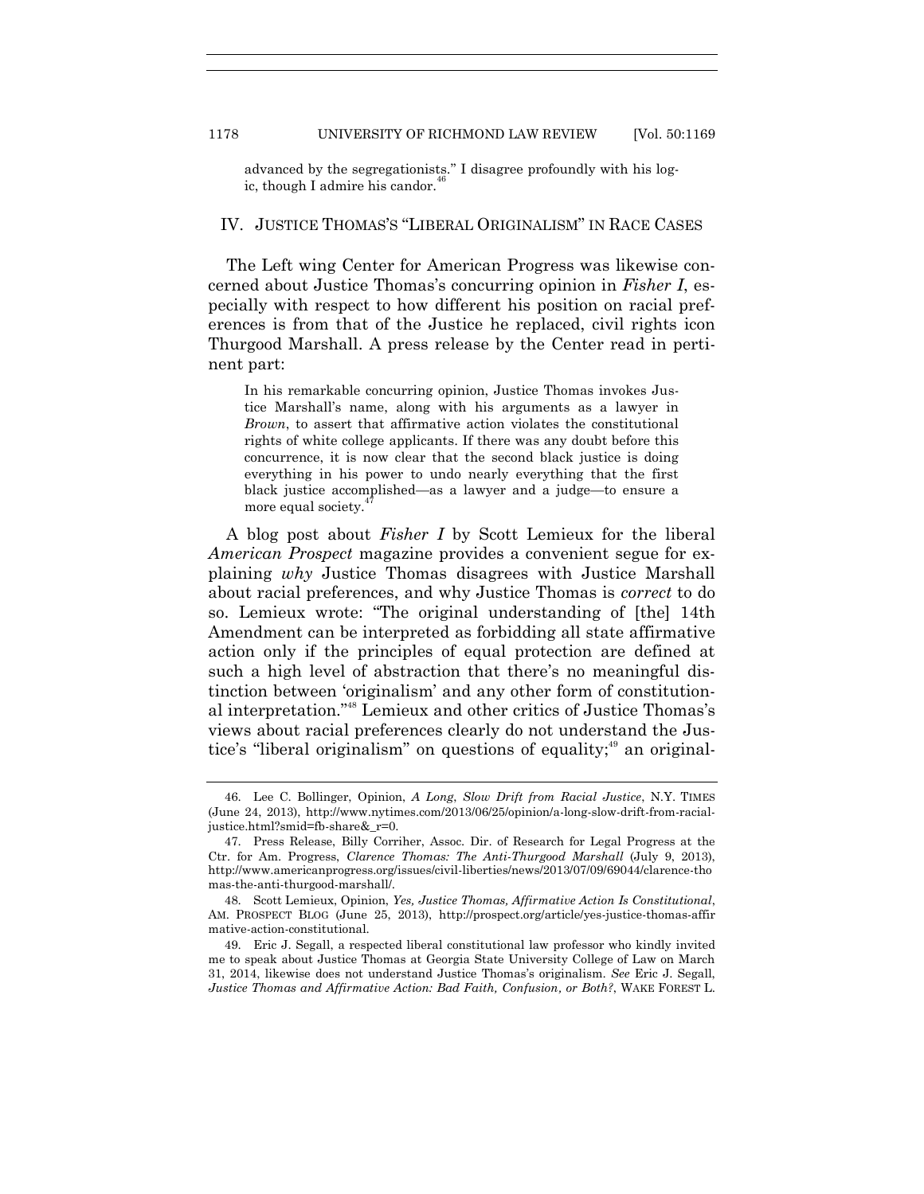advanced by the segregationists." I disagree profoundly with his logic, though I admire his candor.[46]

## IV. JUSTICE THOMAS'S "LIBERAL ORIGINALISM" IN RACE CASES

The Left wing Center for American Progress was likewise concerned about Justice Thomas's concurring opinion in *Fisher I*, especially with respect to how different his position on racial preferences is from that of the Justice he replaced, civil rights icon Thurgood Marshall. A press release by the Center read in pertinent part:

> In his remarkable concurring opinion, Justice Thomas invokes Justice Marshall's name, along with his arguments as a lawyer in *Brown*, to assert that affirmative action violates the constitutional rights of white college applicants. If there was any doubt before this concurrence, it is now clear that the second black justice is doing everything in his power to undo nearly everything that the first black justice accomplished—as a lawyer and a judge—to ensure a more equal society.[47]

A blog post about *Fisher I* by Scott Lemieux for the liberal *American Prospect* magazine provides a convenient segue for explaining *why* Justice Thomas disagrees with Justice Marshall about racial preferences, and why Justice Thomas is *correct* to do so. Lemieux wrote: "The original understanding of [the] 14th Amendment can be interpreted as forbidding all state affirmative action only if the principles of equal protection are defined at such a high level of abstraction that there's no meaningful distinction between 'originalism' and any other form of constitutional interpretation."[48] Lemieux and other critics of Justice Thomas's views about racial preferences clearly do not understand the Justice's "liberal originalism" on questions of equality;[49] an original-

---

46. Lee C. Bollinger, Opinion, *A Long, Slow Drift from Racial Justice*, N.Y. TIMES (June 24, 2013), http://www.nytimes.com/2013/06/25/opinion/a-long-slow-drift-from-racial-justice.html?smid=fb-share&_r=0.

47. Press Release, Billy Corriher, Assoc. Dir. of Research for Legal Progress at the Ctr. for Am. Progress, *Clarence Thomas: The Anti-Thurgood Marshall* (July 9, 2013), http://www.americanprogress.org/issues/civil-liberties/news/2013/07/09/69044/clarence-thomas-the-anti-thurgood-marshall/.

48. Scott Lemieux, Opinion, *Yes, Justice Thomas, Affirmative Action Is Constitutional*, AM. PROSPECT BLOG (June 25, 2013), http://prospect.org/article/yes-justice-thomas-affirmative-action-constitutional.

49. Eric J. Segall, a respected liberal constitutional law professor who kindly invited me to speak about Justice Thomas at Georgia State University College of Law on March 31, 2014, likewise does not understand Justice Thomas's originalism. *See* Eric J. Segall, *Justice Thomas and Affirmative Action: Bad Faith, Confusion, or Both?*, WAKE FOREST L.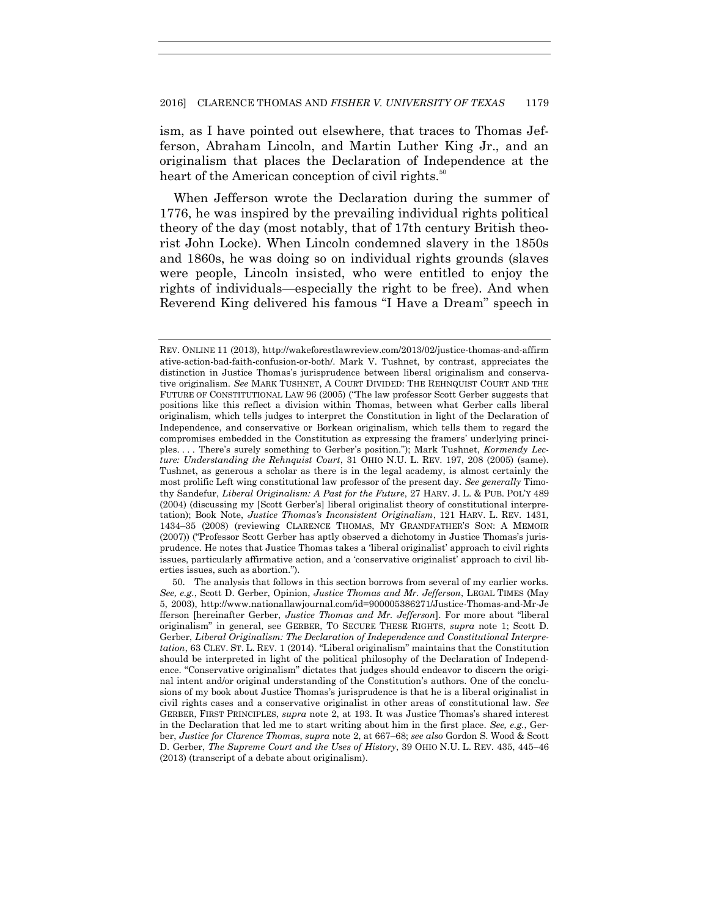ism, as I have pointed out elsewhere, that traces to Thomas Jefferson, Abraham Lincoln, and Martin Luther King Jr., and an originalism that places the Declaration of Independence at the heart of the American conception of civil rights.[50]

When Jefferson wrote the Declaration during the summer of 1776, he was inspired by the prevailing individual rights political theory of the day (most notably, that of 17th century British theorist John Locke). When Lincoln condemned slavery in the 1850s and 1860s, he was doing so on individual rights grounds (slaves were people, Lincoln insisted, who were entitled to enjoy the rights of individuals—especially the right to be free). And when Reverend King delivered his famous "I Have a Dream" speech in

---

REV. ONLINE 11 (2013), http://wakeforestlawreview.com/2013/02/justice-thomas-and-affirmative-action-bad-faith-confusion-or-both/. Mark V. Tushnet, by contrast, appreciates the distinction in Justice Thomas's jurisprudence between liberal originalism and conservative originalism. *See* MARK TUSHNET, A COURT DIVIDED: THE REHNQUIST COURT AND THE FUTURE OF CONSTITUTIONAL LAW 96 (2005) ("The law professor Scott Gerber suggests that positions like this reflect a division within Thomas, between what Gerber calls liberal originalism, which tells judges to interpret the Constitution in light of the Declaration of Independence, and conservative or Borkean originalism, which tells them to regard the compromises embedded in the Constitution as expressing the framers' underlying principles. . . . There's surely something to Gerber's position."); Mark Tushnet, *Kormendy Lecture: Understanding the Rehnquist Court*, 31 OHIO N.U. L. REV. 197, 208 (2005) (same). Tushnet, as generous a scholar as there is in the legal academy, is almost certainly the most prolific Left wing constitutional law professor of the present day. *See generally* Timothy Sandefur, *Liberal Originalism: A Past for the Future*, 27 HARV. J. L. & PUB. POL'Y 489 (2004) (discussing my [Scott Gerber's] liberal originalist theory of constitutional interpretation); Book Note, *Justice Thomas's Inconsistent Originalism*, 121 HARV. L. REV. 1431, 1434–35 (2008) (reviewing CLARENCE THOMAS, MY GRANDFATHER'S SON: A MEMOIR (2007)) ("Professor Scott Gerber has aptly observed a dichotomy in Justice Thomas's jurisprudence. He notes that Justice Thomas takes a 'liberal originalist' approach to civil rights issues, particularly affirmative action, and a 'conservative originalist' approach to civil liberties issues, such as abortion.").

50. The analysis that follows in this section borrows from several of my earlier works. *See, e.g.*, Scott D. Gerber, Opinion, *Justice Thomas and Mr. Jefferson*, LEGAL TIMES (May 5, 2003), http://www.nationallawjournal.com/id=900005386271/Justice-Thomas-and-Mr-Jefferson [hereinafter Gerber, *Justice Thomas and Mr. Jefferson*]. For more about "liberal originalism" in general, see GERBER, TO SECURE THESE RIGHTS, *supra* note 1; Scott D. Gerber, *Liberal Originalism: The Declaration of Independence and Constitutional Interpretation*, 63 CLEV. ST. L. REV. 1 (2014). "Liberal originalism" maintains that the Constitution should be interpreted in light of the political philosophy of the Declaration of Independence. "Conservative originalism" dictates that judges should endeavor to discern the original intent and/or original understanding of the Constitution's authors. One of the conclusions of my book about Justice Thomas's jurisprudence is that he is a liberal originalist in civil rights cases and a conservative originalist in other areas of constitutional law. *See* GERBER, FIRST PRINCIPLES, *supra* note 2, at 193. It was Justice Thomas's shared interest in the Declaration that led me to start writing about him in the first place. *See, e.g.*, Gerber, *Justice for Clarence Thomas*, *supra* note 2, at 667–68; *see also* Gordon S. Wood & Scott D. Gerber, *The Supreme Court and the Uses of History*, 39 OHIO N.U. L. REV. 435, 445–46 (2013) (transcript of a debate about originalism).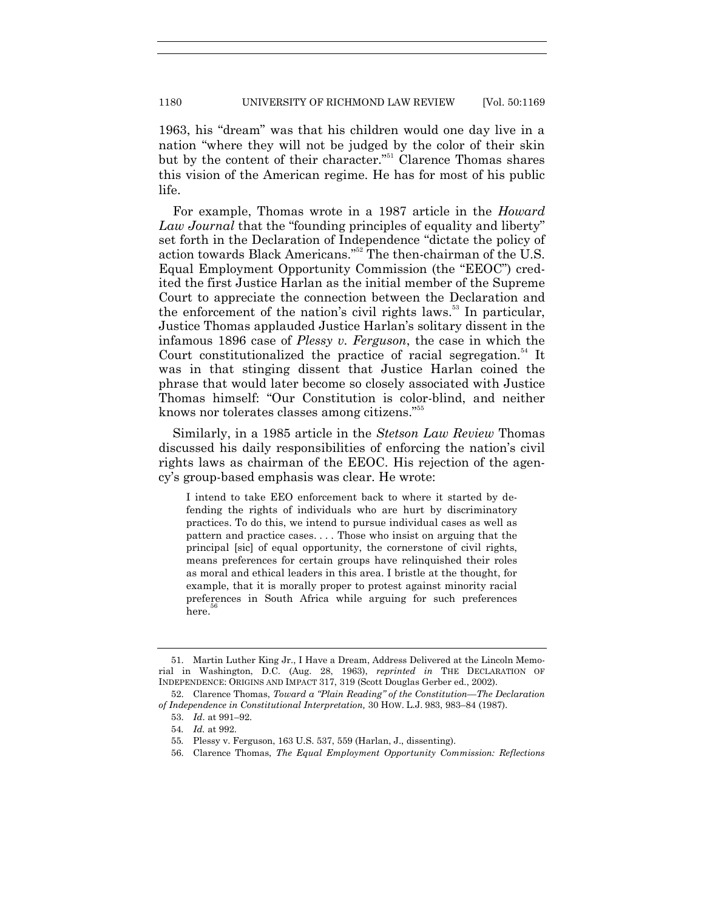1963, his "dream" was that his children would one day live in a nation "where they will not be judged by the color of their skin but by the content of their character."[51] Clarence Thomas shares this vision of the American regime. He has for most of his public life.

For example, Thomas wrote in a 1987 article in the *Howard Law Journal* that the "founding principles of equality and liberty" set forth in the Declaration of Independence "dictate the policy of action towards Black Americans."[52] The then-chairman of the U.S. Equal Employment Opportunity Commission (the "EEOC") credited the first Justice Harlan as the initial member of the Supreme Court to appreciate the connection between the Declaration and the enforcement of the nation's civil rights laws.[53] In particular, Justice Thomas applauded Justice Harlan's solitary dissent in the infamous 1896 case of *Plessy v. Ferguson*, the case in which the Court constitutionalized the practice of racial segregation.[54] It was in that stinging dissent that Justice Harlan coined the phrase that would later become so closely associated with Justice Thomas himself: "Our Constitution is color-blind, and neither knows nor tolerates classes among citizens."[55]

Similarly, in a 1985 article in the *Stetson Law Review* Thomas discussed his daily responsibilities of enforcing the nation's civil rights laws as chairman of the EEOC. His rejection of the agency's group-based emphasis was clear. He wrote:

> I intend to take EEO enforcement back to where it started by defending the rights of individuals who are hurt by discriminatory practices. To do this, we intend to pursue individual cases as well as pattern and practice cases. . . . Those who insist on arguing that the principal [sic] of equal opportunity, the cornerstone of civil rights, means preferences for certain groups have relinquished their roles as moral and ethical leaders in this area. I bristle at the thought, for example, that it is morally proper to protest against minority racial preferences in South Africa while arguing for such preferences here.[56]

---

51. Martin Luther King Jr., I Have a Dream, Address Delivered at the Lincoln Memorial in Washington, D.C. (Aug. 28, 1963), *reprinted in* THE DECLARATION OF INDEPENDENCE: ORIGINS AND IMPACT 317, 319 (Scott Douglas Gerber ed., 2002).

52. Clarence Thomas, *Toward a "Plain Reading" of the Constitution—The Declaration of Independence in Constitutional Interpretation,* 30 HOW. L.J. 983, 983–84 (1987).

53. *Id*. at 991–92.

54. *Id.* at 992.

55. Plessy v. Ferguson, 163 U.S. 537, 559 (Harlan, J., dissenting).

56. Clarence Thomas, *The Equal Employment Opportunity Commission: Reflections*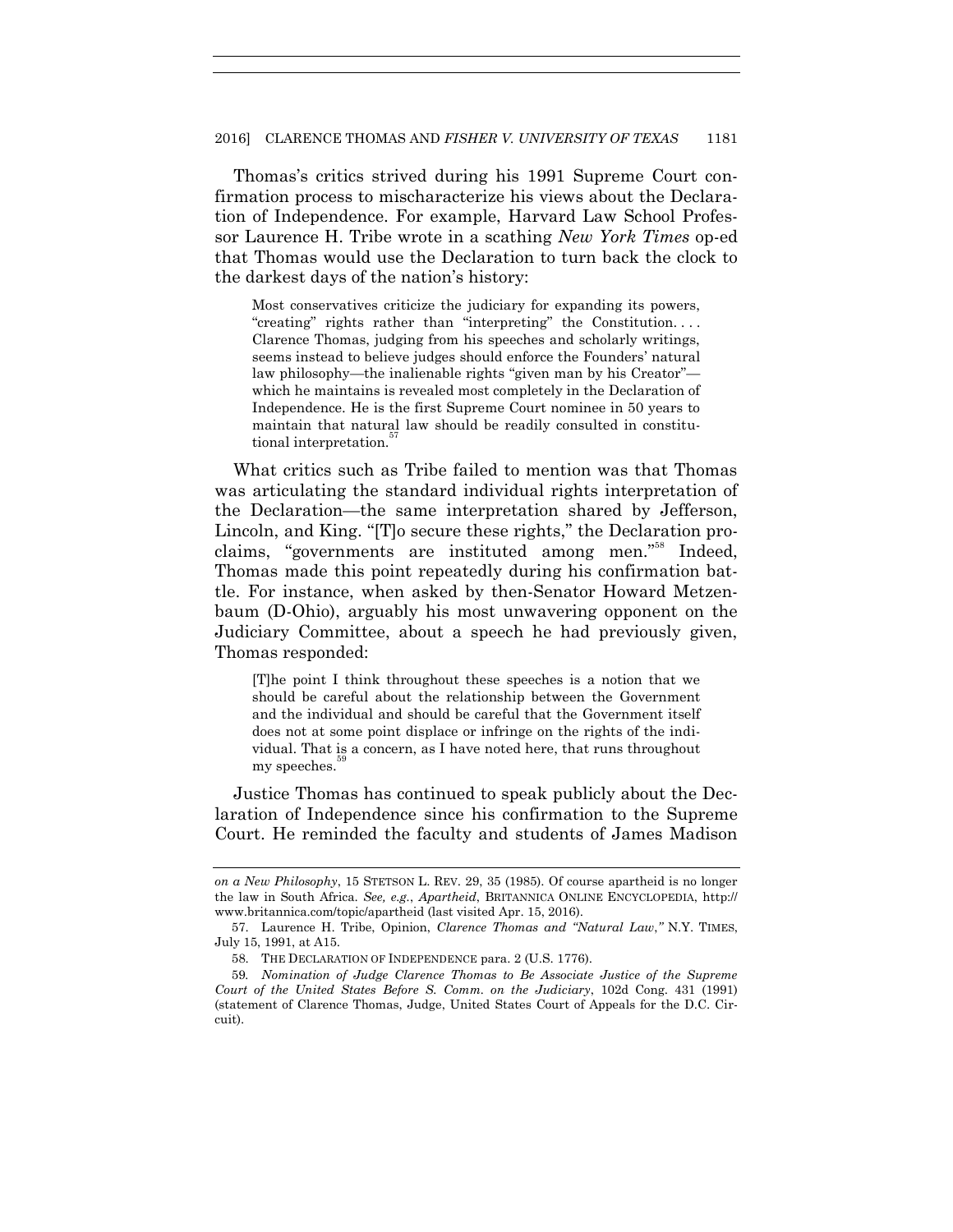Thomas's critics strived during his 1991 Supreme Court confirmation process to mischaracterize his views about the Declaration of Independence. For example, Harvard Law School Professor Laurence H. Tribe wrote in a scathing *New York Times* op-ed that Thomas would use the Declaration to turn back the clock to the darkest days of the nation's history:

> Most conservatives criticize the judiciary for expanding its powers, "creating" rights rather than "interpreting" the Constitution. . . . Clarence Thomas, judging from his speeches and scholarly writings, seems instead to believe judges should enforce the Founders' natural law philosophy—the inalienable rights "given man by his Creator"—which he maintains is revealed most completely in the Declaration of Independence. He is the first Supreme Court nominee in 50 years to maintain that natural law should be readily consulted in constitutional interpretation.[57]

What critics such as Tribe failed to mention was that Thomas was articulating the standard individual rights interpretation of the Declaration—the same interpretation shared by Jefferson, Lincoln, and King. "[T]o secure these rights," the Declaration proclaims, "governments are instituted among men."[58] Indeed, Thomas made this point repeatedly during his confirmation battle. For instance, when asked by then-Senator Howard Metzenbaum (D-Ohio), arguably his most unwavering opponent on the Judiciary Committee, about a speech he had previously given, Thomas responded:

> [T]he point I think throughout these speeches is a notion that we should be careful about the relationship between the Government and the individual and should be careful that the Government itself does not at some point displace or infringe on the rights of the individual. That is a concern, as I have noted here, that runs throughout my speeches.[59]

Justice Thomas has continued to speak publicly about the Declaration of Independence since his confirmation to the Supreme Court. He reminded the faculty and students of James Madison

---

*on a New Philosophy*, 15 STETSON L. REV. 29, 35 (1985). Of course apartheid is no longer the law in South Africa. *See, e.g.*, *Apartheid*, BRITANNICA ONLINE ENCYCLOPEDIA, http://www.britannica.com/topic/apartheid (last visited Apr. 15, 2016).

57. Laurence H. Tribe, Opinion, *Clarence Thomas and "Natural Law*,*"* N.Y. TIMES, July 15, 1991, at A15.

58. THE DECLARATION OF INDEPENDENCE para. 2 (U.S. 1776).

59. *Nomination of Judge Clarence Thomas to Be Associate Justice of the Supreme Court of the United States Before S. Comm. on the Judiciary*, 102d Cong. 431 (1991) (statement of Clarence Thomas, Judge, United States Court of Appeals for the D.C. Circuit).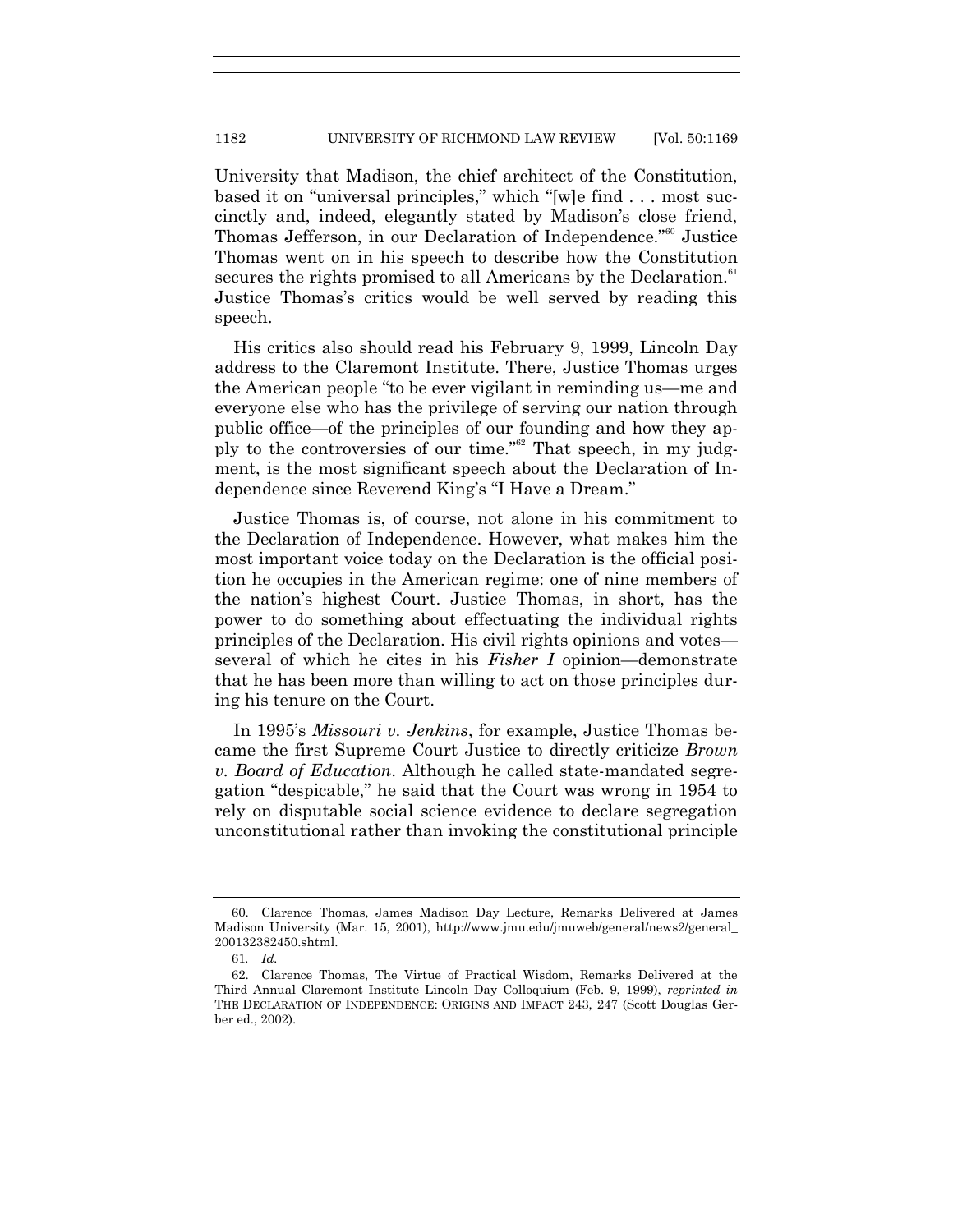University that Madison, the chief architect of the Constitution, based it on "universal principles," which "[w]e find . . . most succinctly and, indeed, elegantly stated by Madison's close friend, Thomas Jefferson, in our Declaration of Independence."[60] Justice Thomas went on in his speech to describe how the Constitution secures the rights promised to all Americans by the Declaration.[61] Justice Thomas's critics would be well served by reading this speech.

His critics also should read his February 9, 1999, Lincoln Day address to the Claremont Institute. There, Justice Thomas urges the American people "to be ever vigilant in reminding us—me and everyone else who has the privilege of serving our nation through public office—of the principles of our founding and how they apply to the controversies of our time."[62] That speech, in my judgment, is the most significant speech about the Declaration of Independence since Reverend King's "I Have a Dream."

Justice Thomas is, of course, not alone in his commitment to the Declaration of Independence. However, what makes him the most important voice today on the Declaration is the official position he occupies in the American regime: one of nine members of the nation's highest Court. Justice Thomas, in short, has the power to do something about effectuating the individual rights principles of the Declaration. His civil rights opinions and votes—several of which he cites in his *Fisher I* opinion—demonstrate that he has been more than willing to act on those principles during his tenure on the Court.

In 1995's *Missouri v. Jenkins*, for example, Justice Thomas became the first Supreme Court Justice to directly criticize *Brown v. Board of Education*. Although he called state-mandated segregation "despicable," he said that the Court was wrong in 1954 to rely on disputable social science evidence to declare segregation unconstitutional rather than invoking the constitutional principle

---

60. Clarence Thomas, James Madison Day Lecture, Remarks Delivered at James Madison University (Mar. 15, 2001), http://www.jmu.edu/jmuweb/general/news2/general_200132382450.shtml.

61. *Id.*

62. Clarence Thomas, The Virtue of Practical Wisdom, Remarks Delivered at the Third Annual Claremont Institute Lincoln Day Colloquium (Feb. 9, 1999), *reprinted in* THE DECLARATION OF INDEPENDENCE: ORIGINS AND IMPACT 243, 247 (Scott Douglas Gerber ed., 2002).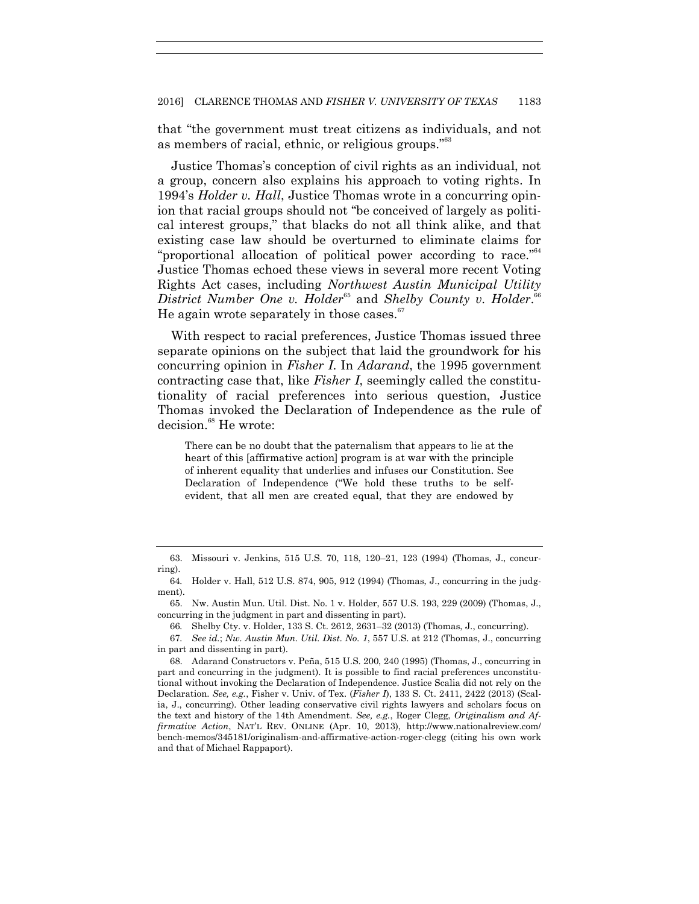that "the government must treat citizens as individuals, and not as members of racial, ethnic, or religious groups."[63]

Justice Thomas's conception of civil rights as an individual, not a group, concern also explains his approach to voting rights. In 1994's *Holder v. Hall*, Justice Thomas wrote in a concurring opinion that racial groups should not "be conceived of largely as political interest groups," that blacks do not all think alike, and that existing case law should be overturned to eliminate claims for "proportional allocation of political power according to race."[64] Justice Thomas echoed these views in several more recent Voting Rights Act cases, including *Northwest Austin Municipal Utility District Number One v. Holder*[65] and *Shelby County v. Holder*.[66] He again wrote separately in those cases.[67]

With respect to racial preferences, Justice Thomas issued three separate opinions on the subject that laid the groundwork for his concurring opinion in *Fisher I*. In *Adarand*, the 1995 government contracting case that, like *Fisher I*, seemingly called the constitutionality of racial preferences into serious question, Justice Thomas invoked the Declaration of Independence as the rule of decision.[68] He wrote:

> There can be no doubt that the paternalism that appears to lie at the heart of this [affirmative action] program is at war with the principle of inherent equality that underlies and infuses our Constitution. See Declaration of Independence ("We hold these truths to be self-evident, that all men are created equal, that they are endowed by

---

63. Missouri v. Jenkins, 515 U.S. 70, 118, 120–21, 123 (1994) (Thomas, J., concurring).

64. Holder v. Hall, 512 U.S. 874, 905, 912 (1994) (Thomas, J., concurring in the judgment).

65. Nw. Austin Mun. Util. Dist. No. 1 v. Holder, 557 U.S. 193, 229 (2009) (Thomas, J., concurring in the judgment in part and dissenting in part).

66. Shelby Cty. v. Holder, 133 S. Ct. 2612, 2631–32 (2013) (Thomas, J., concurring).

67. *See id.*; *Nw. Austin Mun. Util. Dist. No. 1*, 557 U.S. at 212 (Thomas, J., concurring in part and dissenting in part).

68. Adarand Constructors v. Peña, 515 U.S. 200, 240 (1995) (Thomas, J., concurring in part and concurring in the judgment). It is possible to find racial preferences unconstitutional without invoking the Declaration of Independence. Justice Scalia did not rely on the Declaration. *See, e.g.*, Fisher v. Univ. of Tex. (*Fisher I*), 133 S. Ct. 2411, 2422 (2013) (Scalia, J., concurring). Other leading conservative civil rights lawyers and scholars focus on the text and history of the 14th Amendment. *See, e.g.*, Roger Clegg, *Originalism and Affirmative Action*, NAT'L REV. ONLINE (Apr. 10, 2013), http://www.nationalreview.com/bench-memos/345181/originalism-and-affirmative-action-roger-clegg (citing his own work and that of Michael Rappaport).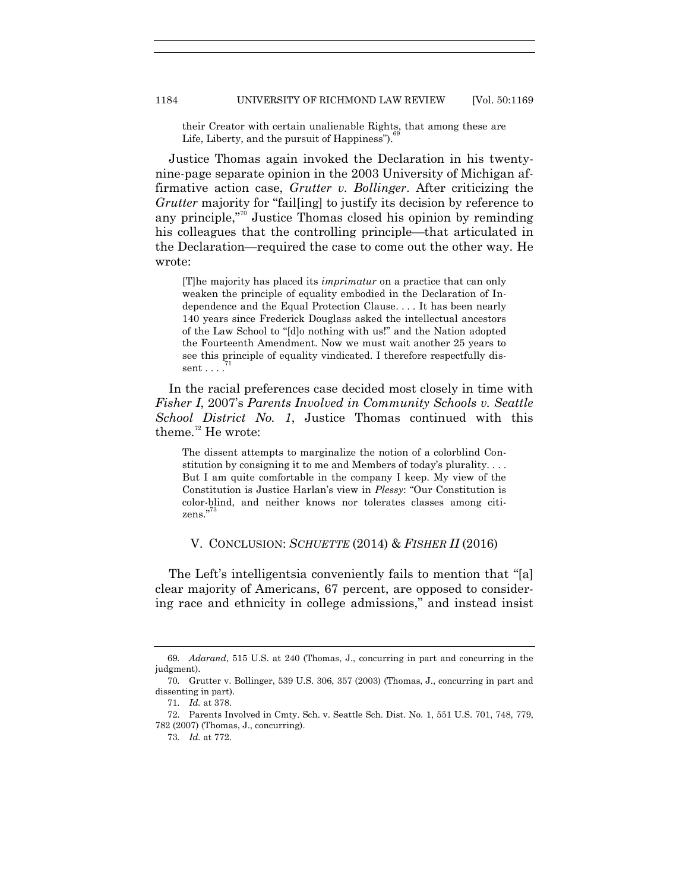their Creator with certain unalienable Rights, that among these are Life, Liberty, and the pursuit of Happiness").[69]

Justice Thomas again invoked the Declaration in his twenty-nine-page separate opinion in the 2003 University of Michigan affirmative action case, *Grutter v. Bollinger*. After criticizing the *Grutter* majority for "fail[ing] to justify its decision by reference to any principle,"[70] Justice Thomas closed his opinion by reminding his colleagues that the controlling principle—that articulated in the Declaration—required the case to come out the other way. He wrote:

> [T]he majority has placed its *imprimatur* on a practice that can only weaken the principle of equality embodied in the Declaration of Independence and the Equal Protection Clause. . . . It has been nearly 140 years since Frederick Douglass asked the intellectual ancestors of the Law School to "[d]o nothing with us!" and the Nation adopted the Fourteenth Amendment. Now we must wait another 25 years to see this principle of equality vindicated. I therefore respectfully dissent . . . .[71]

In the racial preferences case decided most closely in time with *Fisher I*, 2007's *Parents Involved in Community Schools v. Seattle School District No. 1*, Justice Thomas continued with this theme.[72] He wrote:

> The dissent attempts to marginalize the notion of a colorblind Constitution by consigning it to me and Members of today's plurality. . . . But I am quite comfortable in the company I keep. My view of the Constitution is Justice Harlan's view in *Plessy*: "Our Constitution is color-blind, and neither knows nor tolerates classes among citizens."[73]

## V. CONCLUSION: *SCHUETTE* (2014) & *FISHER II* (2016)

The Left's intelligentsia conveniently fails to mention that "[a] clear majority of Americans, 67 percent, are opposed to considering race and ethnicity in college admissions," and instead insist

---

69. *Adarand*, 515 U.S. at 240 (Thomas, J., concurring in part and concurring in the judgment).

70. Grutter v. Bollinger, 539 U.S. 306, 357 (2003) (Thomas, J., concurring in part and dissenting in part).

71. *Id.* at 378.

72. Parents Involved in Cmty. Sch. v. Seattle Sch. Dist. No. 1, 551 U.S. 701, 748, 779, 782 (2007) (Thomas, J., concurring).

73. *Id.* at 772.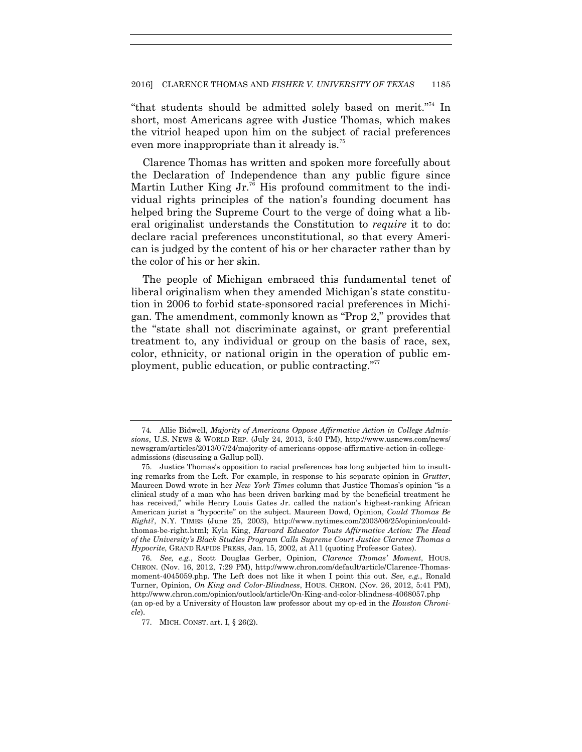"that students should be admitted solely based on merit."[74] In short, most Americans agree with Justice Thomas, which makes the vitriol heaped upon him on the subject of racial preferences even more inappropriate than it already is.[75]

Clarence Thomas has written and spoken more forcefully about the Declaration of Independence than any public figure since Martin Luther King Jr.[76] His profound commitment to the individual rights principles of the nation's founding document has helped bring the Supreme Court to the verge of doing what a liberal originalist understands the Constitution to *require* it to do: declare racial preferences unconstitutional, so that every American is judged by the content of his or her character rather than by the color of his or her skin.

The people of Michigan embraced this fundamental tenet of liberal originalism when they amended Michigan's state constitution in 2006 to forbid state-sponsored racial preferences in Michigan. The amendment, commonly known as "Prop 2," provides that the "state shall not discriminate against, or grant preferential treatment to, any individual or group on the basis of race, sex, color, ethnicity, or national origin in the operation of public employment, public education, or public contracting."[77]

---

74. Allie Bidwell, *Majority of Americans Oppose Affirmative Action in College Admissions*, U.S. NEWS & WORLD REP. (July 24, 2013, 5:40 PM), http://www.usnews.com/news/newsgram/articles/2013/07/24/majority-of-americans-oppose-affirmative-action-in-college-admissions (discussing a Gallup poll).

75. Justice Thomas's opposition to racial preferences has long subjected him to insulting remarks from the Left. For example, in response to his separate opinion in *Grutter*, Maureen Dowd wrote in her *New York Times* column that Justice Thomas's opinion "is a clinical study of a man who has been driven barking mad by the beneficial treatment he has received," while Henry Louis Gates Jr. called the nation's highest-ranking African American jurist a "hypocrite" on the subject. Maureen Dowd, Opinion, *Could Thomas Be Right?*, N.Y. TIMES (June 25, 2003), http://www.nytimes.com/2003/06/25/opinion/could-thomas-be-right.html; Kyla King, *Harvard Educator Touts Affirmative Action: The Head of the University's Black Studies Program Calls Supreme Court Justice Clarence Thomas a Hypocrite*, GRAND RAPIDS PRESS, Jan. 15, 2002, at A11 (quoting Professor Gates).

76. *See, e.g.*, Scott Douglas Gerber, Opinion, *Clarence Thomas' Moment*, HOUS. CHRON. (Nov. 16, 2012, 7:29 PM), http://www.chron.com/default/article/Clarence-Thomas-moment-4045059.php. The Left does not like it when I point this out. *See, e.g.*, Ronald Turner, Opinion, *On King and Color-Blindness*, HOUS. CHRON. (Nov. 26, 2012, 5:41 PM), http://www.chron.com/opinion/outlook/article/On-King-and-color-blindness-4068057.php (an op-ed by a University of Houston law professor about my op-ed in the *Houston Chronicle*).

77. MICH. CONST. art. I, § 26(2).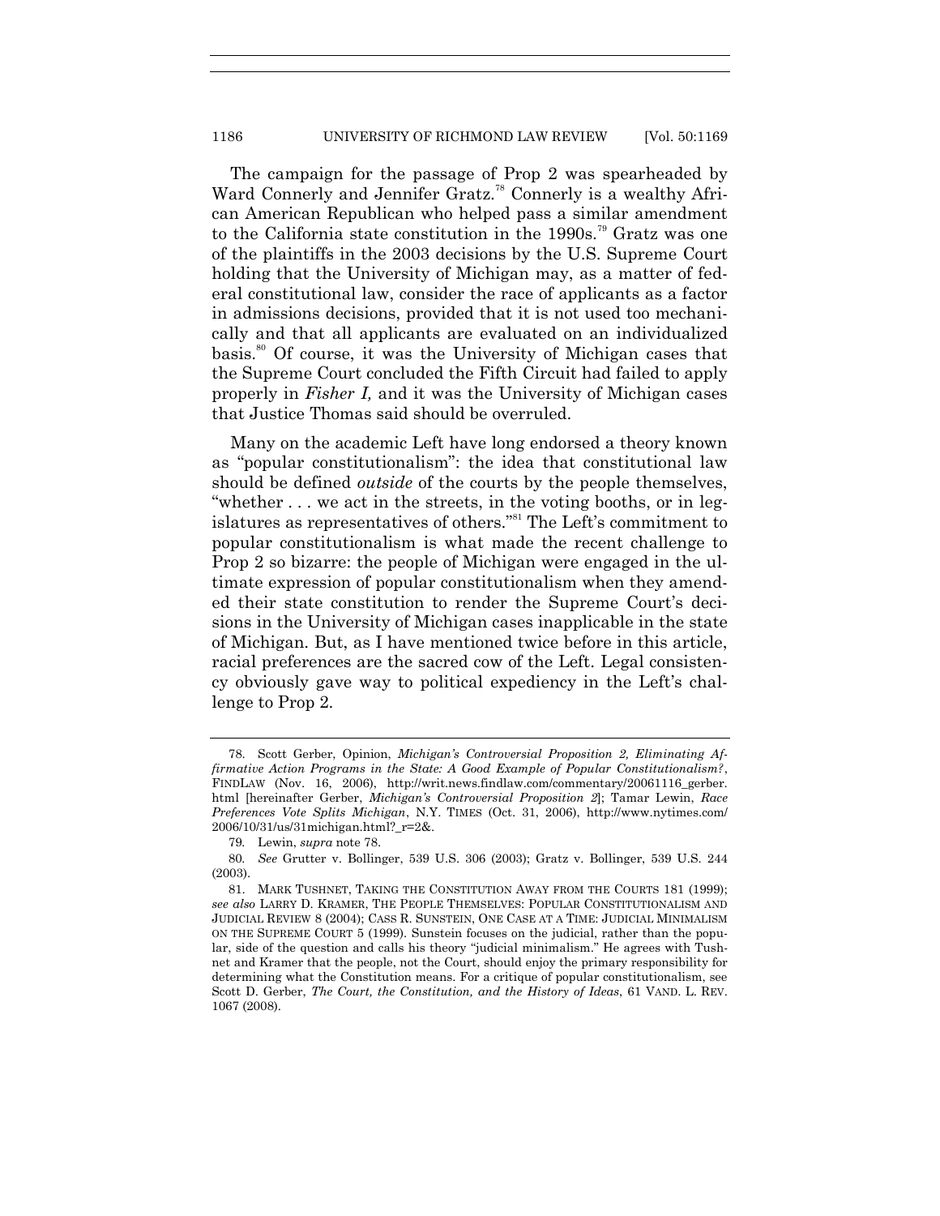The campaign for the passage of Prop 2 was spearheaded by Ward Connerly and Jennifer Gratz.[78] Connerly is a wealthy African American Republican who helped pass a similar amendment to the California state constitution in the 1990s.[79] Gratz was one of the plaintiffs in the 2003 decisions by the U.S. Supreme Court holding that the University of Michigan may, as a matter of federal constitutional law, consider the race of applicants as a factor in admissions decisions, provided that it is not used too mechanically and that all applicants are evaluated on an individualized basis.[80] Of course, it was the University of Michigan cases that the Supreme Court concluded the Fifth Circuit had failed to apply properly in *Fisher I,* and it was the University of Michigan cases that Justice Thomas said should be overruled.

Many on the academic Left have long endorsed a theory known as "popular constitutionalism": the idea that constitutional law should be defined *outside* of the courts by the people themselves, "whether . . . we act in the streets, in the voting booths, or in legislatures as representatives of others."[81] The Left's commitment to popular constitutionalism is what made the recent challenge to Prop 2 so bizarre: the people of Michigan were engaged in the ultimate expression of popular constitutionalism when they amended their state constitution to render the Supreme Court's decisions in the University of Michigan cases inapplicable in the state of Michigan. But, as I have mentioned twice before in this article, racial preferences are the sacred cow of the Left. Legal consistency obviously gave way to political expediency in the Left's challenge to Prop 2.

---

78. Scott Gerber, Opinion, *Michigan's Controversial Proposition 2, Eliminating Affirmative Action Programs in the State: A Good Example of Popular Constitutionalism?*, FINDLAW (Nov. 16, 2006), http://writ.news.findlaw.com/commentary/20061116_gerber.html [hereinafter Gerber, *Michigan's Controversial Proposition 2*]; Tamar Lewin, *Race Preferences Vote Splits Michigan*, N.Y. TIMES (Oct. 31, 2006), http://www.nytimes.com/2006/10/31/us/31michigan.html?_r=2&.

79. Lewin, *supra* note 78.

80. *See* Grutter v. Bollinger, 539 U.S. 306 (2003); Gratz v. Bollinger, 539 U.S. 244 (2003).

81. MARK TUSHNET, TAKING THE CONSTITUTION AWAY FROM THE COURTS 181 (1999); *see also* LARRY D. KRAMER, THE PEOPLE THEMSELVES: POPULAR CONSTITUTIONALISM AND JUDICIAL REVIEW 8 (2004); CASS R. SUNSTEIN, ONE CASE AT A TIME: JUDICIAL MINIMALISM ON THE SUPREME COURT 5 (1999). Sunstein focuses on the judicial, rather than the popular, side of the question and calls his theory "judicial minimalism." He agrees with Tushnet and Kramer that the people, not the Court, should enjoy the primary responsibility for determining what the Constitution means. For a critique of popular constitutionalism, see Scott D. Gerber, *The Court, the Constitution, and the History of Ideas*, 61 VAND. L. REV. 1067 (2008).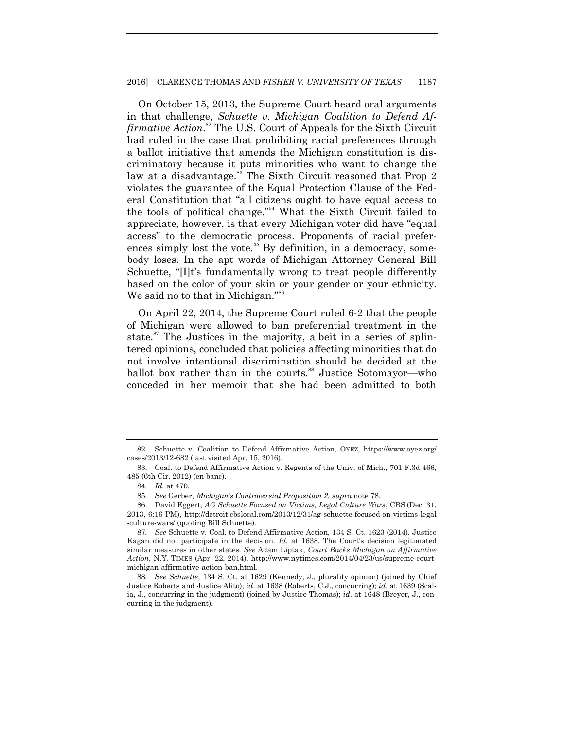On October 15, 2013, the Supreme Court heard oral arguments in that challenge, *Schuette v. Michigan Coalition to Defend Affirmative Action*.[82] The U.S. Court of Appeals for the Sixth Circuit had ruled in the case that prohibiting racial preferences through a ballot initiative that amends the Michigan constitution is discriminatory because it puts minorities who want to change the law at a disadvantage.[83] The Sixth Circuit reasoned that Prop 2 violates the guarantee of the Equal Protection Clause of the Federal Constitution that "all citizens ought to have equal access to the tools of political change."[84] What the Sixth Circuit failed to appreciate, however, is that every Michigan voter did have "equal access" to the democratic process. Proponents of racial preferences simply lost the vote.[85] By definition, in a democracy, somebody loses. In the apt words of Michigan Attorney General Bill Schuette, "[I]t's fundamentally wrong to treat people differently based on the color of your skin or your gender or your ethnicity. We said no to that in Michigan."[86]

On April 22, 2014, the Supreme Court ruled 6-2 that the people of Michigan were allowed to ban preferential treatment in the state.[87] The Justices in the majority, albeit in a series of splintered opinions, concluded that policies affecting minorities that do not involve intentional discrimination should be decided at the ballot box rather than in the courts.[88] Justice Sotomayor—who conceded in her memoir that she had been admitted to both

---

82. Schuette v. Coalition to Defend Affirmative Action, OYEZ, https://www.oyez.org/cases/2013/12-682 (last visited Apr. 15, 2016).

83. Coal. to Defend Affirmative Action v. Regents of the Univ. of Mich., 701 F.3d 466, 485 (6th Cir. 2012) (en banc).

84. *Id.* at 470.

85. *See* Gerber, *Michigan's Controversial Proposition 2, supra* note 78.

86. David Eggert, *AG Schuette Focused on Victims, Legal Culture Wars*, CBS (Dec. 31, 2013, 6:16 PM), http://detroit.cbslocal.com/2013/12/31/ag-schuette-focused-on-victims-legal-culture-wars/ (quoting Bill Schuette).

87. *See* Schuette v. Coal. to Defend Affirmative Action, 134 S. Ct. 1623 (2014). Justice Kagan did not participate in the decision. *Id.* at 1638. The Court's decision legitimated similar measures in other states. *See* Adam Liptak, *Court Backs Michigan on Affirmative Action*, N.Y. TIMES (Apr. 22, 2014), http://www.nytimes.com/2014/04/23/us/supreme-court-michigan-affirmative-action-ban.html.

88. *See Schuette*, 134 S. Ct. at 1629 (Kennedy, J., plurality opinion) (joined by Chief Justice Roberts and Justice Alito); *id.* at 1638 (Roberts, C.J., concurring); *id.* at 1639 (Scalia, J., concurring in the judgment) (joined by Justice Thomas); *id.* at 1648 (Breyer, J., concurring in the judgment).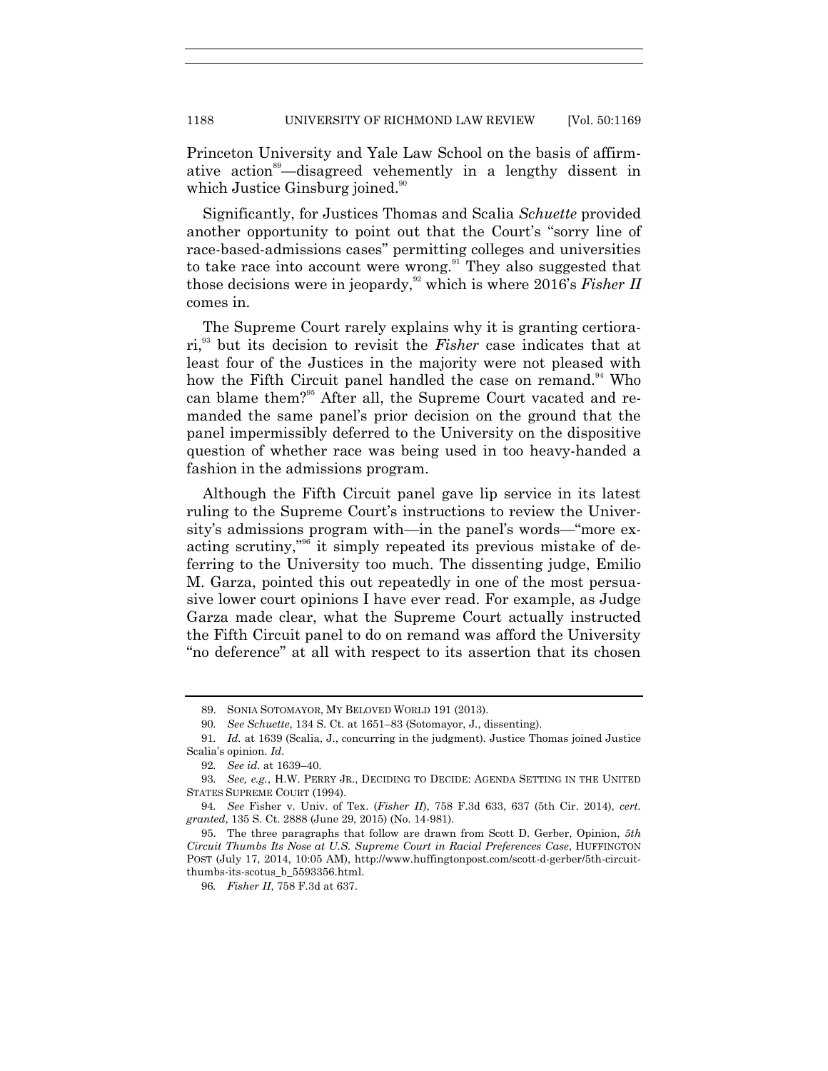Princeton University and Yale Law School on the basis of affirmative action[89]—disagreed vehemently in a lengthy dissent in which Justice Ginsburg joined.[90]

Significantly, for Justices Thomas and Scalia *Schuette* provided another opportunity to point out that the Court's "sorry line of race-based-admissions cases" permitting colleges and universities to take race into account were wrong.[91] They also suggested that those decisions were in jeopardy,[92] which is where 2016's *Fisher II* comes in.

The Supreme Court rarely explains why it is granting certiorari,[93] but its decision to revisit the *Fisher* case indicates that at least four of the Justices in the majority were not pleased with how the Fifth Circuit panel handled the case on remand.[94] Who can blame them?[95] After all, the Supreme Court vacated and remanded the same panel's prior decision on the ground that the panel impermissibly deferred to the University on the dispositive question of whether race was being used in too heavy-handed a fashion in the admissions program.

Although the Fifth Circuit panel gave lip service in its latest ruling to the Supreme Court's instructions to review the University's admissions program with—in the panel's words—"more exacting scrutiny,"[96] it simply repeated its previous mistake of deferring to the University too much. The dissenting judge, Emilio M. Garza, pointed this out repeatedly in one of the most persuasive lower court opinions I have ever read. For example, as Judge Garza made clear, what the Supreme Court actually instructed the Fifth Circuit panel to do on remand was afford the University "no deference" at all with respect to its assertion that its chosen

---

89. SONIA SOTOMAYOR, MY BELOVED WORLD 191 (2013).

90. *See Schuette*, 134 S. Ct. at 1651–83 (Sotomayor, J., dissenting).

91. *Id.* at 1639 (Scalia, J., concurring in the judgment). Justice Thomas joined Justice Scalia's opinion. *Id.*

92. *See id.* at 1639–40.

93. *See, e.g.*, H.W. PERRY JR., DECIDING TO DECIDE: AGENDA SETTING IN THE UNITED STATES SUPREME COURT (1994).

94. *See* Fisher v. Univ. of Tex. (*Fisher II*), 758 F.3d 633, 637 (5th Cir. 2014), *cert. granted*, 135 S. Ct. 2888 (June 29, 2015) (No. 14-981).

95. The three paragraphs that follow are drawn from Scott D. Gerber, Opinion, *5th Circuit Thumbs Its Nose at U.S. Supreme Court in Racial Preferences Case*, HUFFINGTON POST (July 17, 2014, 10:05 AM), http://www.huffingtonpost.com/scott-d-gerber/5th-circuit-thumbs-its-scotus_b_5593356.html.

96. *Fisher II*, 758 F.3d at 637.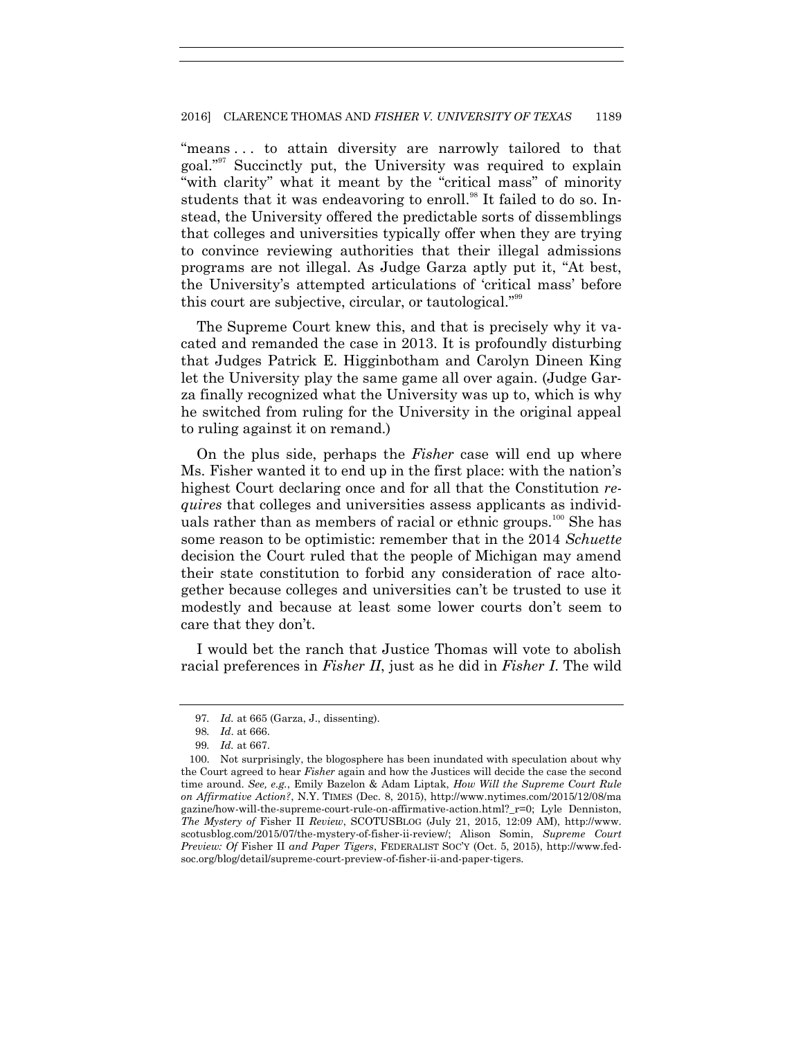"means . . . to attain diversity are narrowly tailored to that goal."[97] Succinctly put, the University was required to explain "with clarity" what it meant by the "critical mass" of minority students that it was endeavoring to enroll.[98] It failed to do so. Instead, the University offered the predictable sorts of dissemblings that colleges and universities typically offer when they are trying to convince reviewing authorities that their illegal admissions programs are not illegal. As Judge Garza aptly put it, "At best, the University's attempted articulations of 'critical mass' before this court are subjective, circular, or tautological."[99]

The Supreme Court knew this, and that is precisely why it vacated and remanded the case in 2013. It is profoundly disturbing that Judges Patrick E. Higginbotham and Carolyn Dineen King let the University play the same game all over again. (Judge Garza finally recognized what the University was up to, which is why he switched from ruling for the University in the original appeal to ruling against it on remand.)

On the plus side, perhaps the *Fisher* case will end up where Ms. Fisher wanted it to end up in the first place: with the nation's highest Court declaring once and for all that the Constitution *requires* that colleges and universities assess applicants as individuals rather than as members of racial or ethnic groups.[100] She has some reason to be optimistic: remember that in the 2014 *Schuette* decision the Court ruled that the people of Michigan may amend their state constitution to forbid any consideration of race altogether because colleges and universities can't be trusted to use it modestly and because at least some lower courts don't seem to care that they don't.

I would bet the ranch that Justice Thomas will vote to abolish racial preferences in *Fisher II*, just as he did in *Fisher I*. The wild

---

97. *Id.* at 665 (Garza, J., dissenting).

98. *Id*. at 666.

99. *Id.* at 667.

100. Not surprisingly, the blogosphere has been inundated with speculation about why the Court agreed to hear *Fisher* again and how the Justices will decide the case the second time around. *See, e.g.*, Emily Bazelon & Adam Liptak, *How Will the Supreme Court Rule on Affirmative Action?*, N.Y. TIMES (Dec. 8, 2015), http://www.nytimes.com/2015/12/08/magazine/how-will-the-supreme-court-rule-on-affirmative-action.html?_r=0; Lyle Denniston, *The Mystery of* Fisher II *Review*, SCOTUSBLOG (July 21, 2015, 12:09 AM), http://www.scotusblog.com/2015/07/the-mystery-of-fisher-ii-review/; Alison Somin, *Supreme Court Preview: Of* Fisher II *and Paper Tigers*, FEDERALIST SOC'Y (Oct. 5, 2015), http://www.fed-soc.org/blog/detail/supreme-court-preview-of-fisher-ii-and-paper-tigers.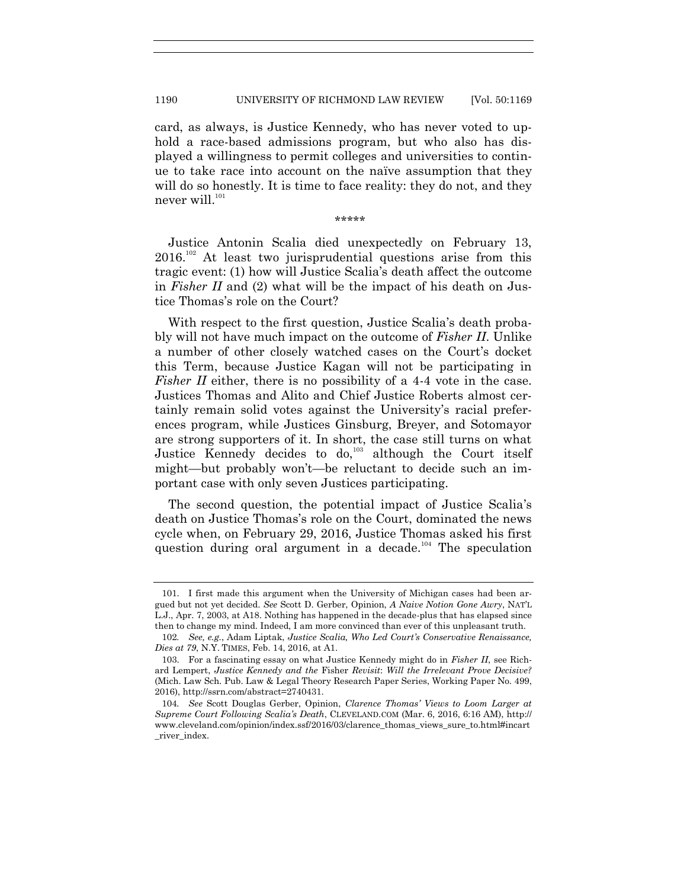card, as always, is Justice Kennedy, who has never voted to uphold a race-based admissions program, but who also has displayed a willingness to permit colleges and universities to continue to take race into account on the naïve assumption that they will do so honestly. It is time to face reality: they do not, and they never will.[101]

\*\*\*\*\*

Justice Antonin Scalia died unexpectedly on February 13, 2016.[102] At least two jurisprudential questions arise from this tragic event: (1) how will Justice Scalia's death affect the outcome in *Fisher II* and (2) what will be the impact of his death on Justice Thomas's role on the Court?

With respect to the first question, Justice Scalia's death probably will not have much impact on the outcome of *Fisher II*. Unlike a number of other closely watched cases on the Court's docket this Term, because Justice Kagan will not be participating in *Fisher II* either, there is no possibility of a 4-4 vote in the case. Justices Thomas and Alito and Chief Justice Roberts almost certainly remain solid votes against the University's racial preferences program, while Justices Ginsburg, Breyer, and Sotomayor are strong supporters of it. In short, the case still turns on what Justice Kennedy decides to do,[103] although the Court itself might—but probably won't—be reluctant to decide such an important case with only seven Justices participating.

The second question, the potential impact of Justice Scalia's death on Justice Thomas's role on the Court, dominated the news cycle when, on February 29, 2016, Justice Thomas asked his first question during oral argument in a decade.[104] The speculation

---

101. I first made this argument when the University of Michigan cases had been argued but not yet decided. *See* Scott D. Gerber, Opinion, *A Naive Notion Gone Awry*, NAT'L L.J., Apr. 7, 2003, at A18. Nothing has happened in the decade-plus that has elapsed since then to change my mind. Indeed, I am more convinced than ever of this unpleasant truth.

102. *See, e.g.*, Adam Liptak, *Justice Scalia, Who Led Court's Conservative Renaissance, Dies at 79*, N.Y. TIMES, Feb. 14, 2016, at A1.

103. For a fascinating essay on what Justice Kennedy might do in *Fisher II*, see Richard Lempert, *Justice Kennedy and the* Fisher *Revisit*: *Will the Irrelevant Prove Decisive?* (Mich. Law Sch. Pub. Law & Legal Theory Research Paper Series, Working Paper No. 499, 2016), http://ssrn.com/abstract=2740431.

104. *See* Scott Douglas Gerber, Opinion, *Clarence Thomas' Views to Loom Larger at Supreme Court Following Scalia's Death*, CLEVELAND.COM (Mar. 6, 2016, 6:16 AM), http://www.cleveland.com/opinion/index.ssf/2016/03/clarence_thomas_views_sure_to.html#incart_river_index.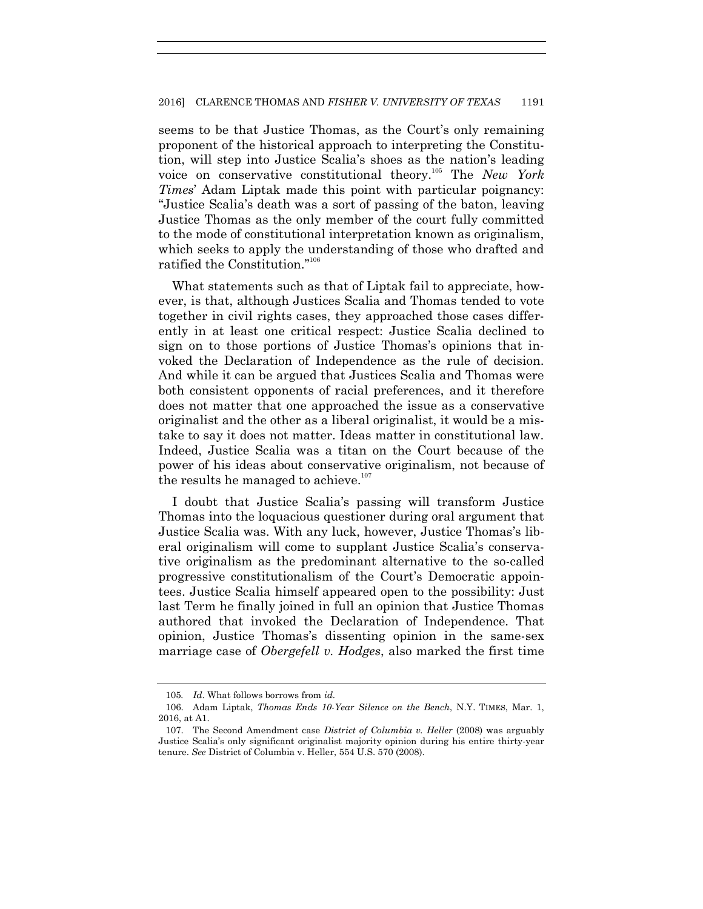seems to be that Justice Thomas, as the Court's only remaining proponent of the historical approach to interpreting the Constitution, will step into Justice Scalia's shoes as the nation's leading voice on conservative constitutional theory.[105] The *New York Times*' Adam Liptak made this point with particular poignancy: "Justice Scalia's death was a sort of passing of the baton, leaving Justice Thomas as the only member of the court fully committed to the mode of constitutional interpretation known as originalism, which seeks to apply the understanding of those who drafted and ratified the Constitution."[106]

What statements such as that of Liptak fail to appreciate, however, is that, although Justices Scalia and Thomas tended to vote together in civil rights cases, they approached those cases differently in at least one critical respect: Justice Scalia declined to sign on to those portions of Justice Thomas's opinions that invoked the Declaration of Independence as the rule of decision. And while it can be argued that Justices Scalia and Thomas were both consistent opponents of racial preferences, and it therefore does not matter that one approached the issue as a conservative originalist and the other as a liberal originalist, it would be a mistake to say it does not matter. Ideas matter in constitutional law. Indeed, Justice Scalia was a titan on the Court because of the power of his ideas about conservative originalism, not because of the results he managed to achieve.[107]

I doubt that Justice Scalia's passing will transform Justice Thomas into the loquacious questioner during oral argument that Justice Scalia was. With any luck, however, Justice Thomas's liberal originalism will come to supplant Justice Scalia's conservative originalism as the predominant alternative to the so-called progressive constitutionalism of the Court's Democratic appointees. Justice Scalia himself appeared open to the possibility: Just last Term he finally joined in full an opinion that Justice Thomas authored that invoked the Declaration of Independence. That opinion, Justice Thomas's dissenting opinion in the same-sex marriage case of *Obergefell v. Hodges*, also marked the first time

---

105. *Id*. What follows borrows from *id*.

106. Adam Liptak, *Thomas Ends 10-Year Silence on the Bench*, N.Y. TIMES, Mar. 1, 2016, at A1.

107. The Second Amendment case *District of Columbia v. Heller* (2008) was arguably Justice Scalia's only significant originalist majority opinion during his entire thirty-year tenure. *See* District of Columbia v. Heller, 554 U.S. 570 (2008).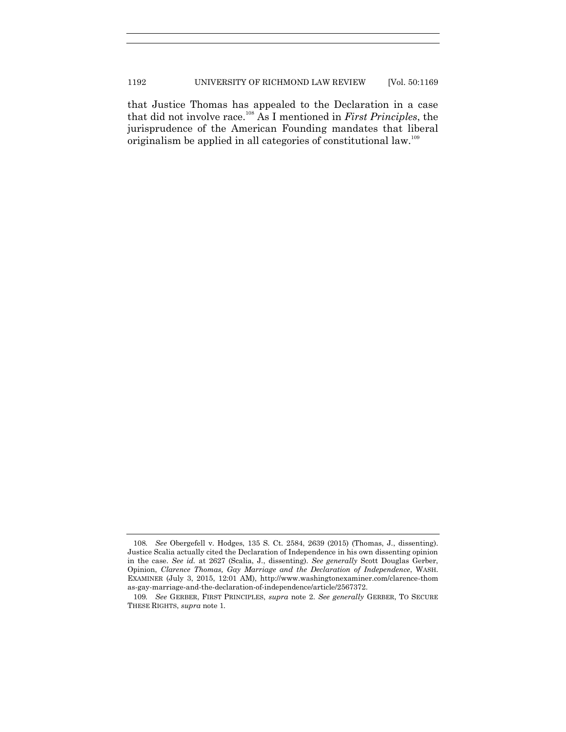that Justice Thomas has appealed to the Declaration in a case that did not involve race.[108] As I mentioned in *First Principles*, the jurisprudence of the American Founding mandates that liberal originalism be applied in all categories of constitutional law.[109]

---

108. *See* Obergefell v. Hodges, 135 S. Ct. 2584, 2639 (2015) (Thomas, J., dissenting). Justice Scalia actually cited the Declaration of Independence in his own dissenting opinion in the case. *See id.* at 2627 (Scalia, J., dissenting). *See generally* Scott Douglas Gerber, Opinion, *Clarence Thomas, Gay Marriage and the Declaration of Independence*, WASH. EXAMINER (July 3, 2015, 12:01 AM), http://www.washingtonexaminer.com/clarence-thomas-gay-marriage-and-the-declaration-of-independence/article/2567372.

109. *See* GERBER, FIRST PRINCIPLES, *supra* note 2. *See generally* GERBER, TO SECURE THESE RIGHTS, *supra* note 1.